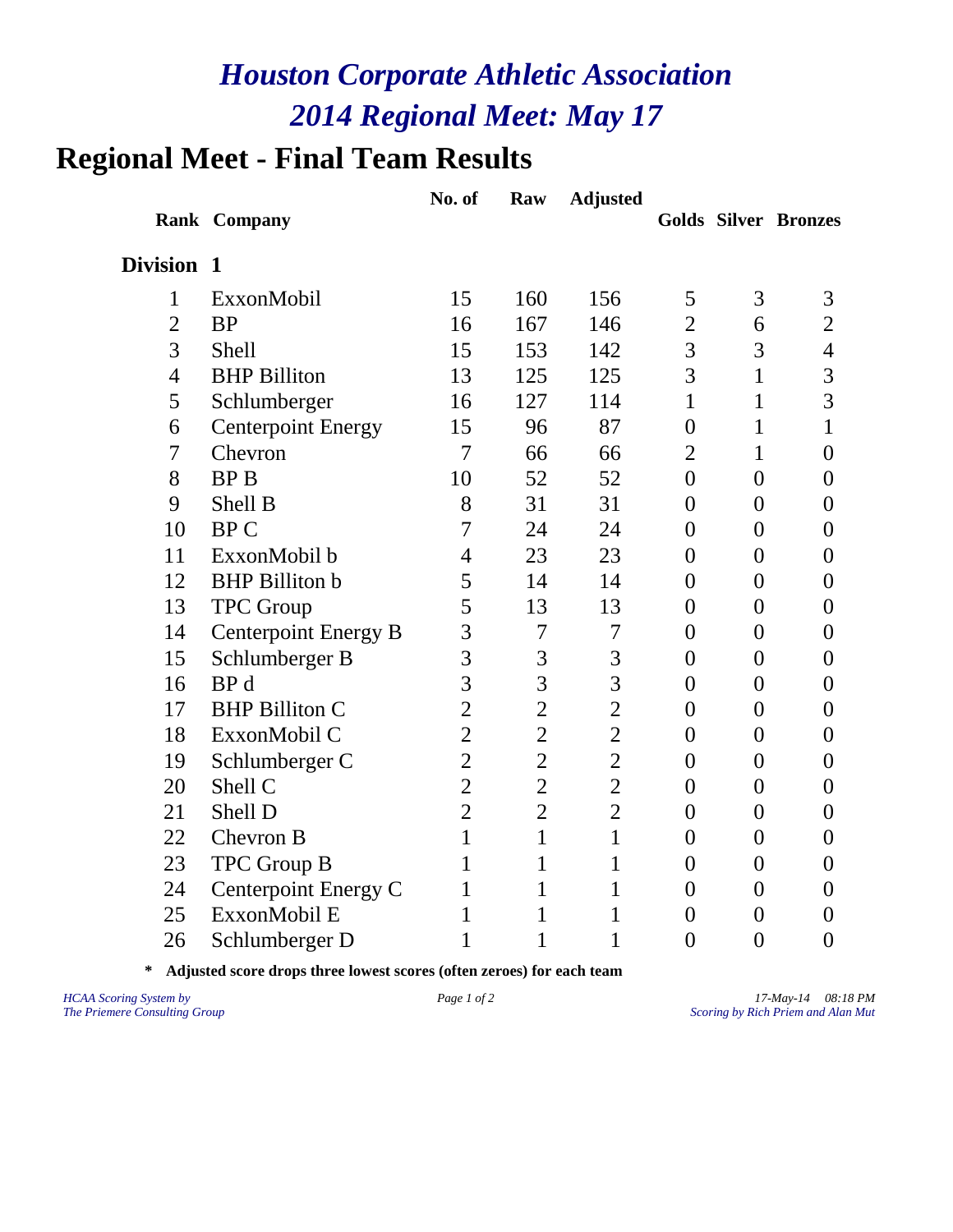# *Houston Corporate Athletic Association*
# *2014 Regional Meet: May 17*

## Regional Meet - Final Team Results

| Rank | Company | No. of | Raw | Adjusted | Golds | Silver | Bronzes |
|---|---|---|---|---|---|---|---|
| **Division 1** | | | | | | | |
| 1 | ExxonMobil | 15 | 160 | 156 | 5 | 3 | 3 |
| 2 | BP | 16 | 167 | 146 | 2 | 6 | 2 |
| 3 | Shell | 15 | 153 | 142 | 3 | 3 | 4 |
| 4 | BHP Billiton | 13 | 125 | 125 | 3 | 1 | 3 |
| 5 | Schlumberger | 16 | 127 | 114 | 1 | 1 | 3 |
| 6 | Centerpoint Energy | 15 | 96 | 87 | 0 | 1 | 1 |
| 7 | Chevron | 7 | 66 | 66 | 2 | 1 | 0 |
| 8 | BP B | 10 | 52 | 52 | 0 | 0 | 0 |
| 9 | Shell B | 8 | 31 | 31 | 0 | 0 | 0 |
| 10 | BP C | 7 | 24 | 24 | 0 | 0 | 0 |
| 11 | ExxonMobil b | 4 | 23 | 23 | 0 | 0 | 0 |
| 12 | BHP Billiton b | 5 | 14 | 14 | 0 | 0 | 0 |
| 13 | TPC Group | 5 | 13 | 13 | 0 | 0 | 0 |
| 14 | Centerpoint Energy B | 3 | 7 | 7 | 0 | 0 | 0 |
| 15 | Schlumberger B | 3 | 3 | 3 | 0 | 0 | 0 |
| 16 | BP d | 3 | 3 | 3 | 0 | 0 | 0 |
| 17 | BHP Billiton C | 2 | 2 | 2 | 0 | 0 | 0 |
| 18 | ExxonMobil C | 2 | 2 | 2 | 0 | 0 | 0 |
| 19 | Schlumberger C | 2 | 2 | 2 | 0 | 0 | 0 |
| 20 | Shell C | 2 | 2 | 2 | 0 | 0 | 0 |
| 21 | Shell D | 2 | 2 | 2 | 0 | 0 | 0 |
| 22 | Chevron B | 1 | 1 | 1 | 0 | 0 | 0 |
| 23 | TPC Group B | 1 | 1 | 1 | 0 | 0 | 0 |
| 24 | Centerpoint Energy C | 1 | 1 | 1 | 0 | 0 | 0 |
| 25 | ExxonMobil E | 1 | 1 | 1 | 0 | 0 | 0 |
| 26 | Schlumberger D | 1 | 1 | 1 | 0 | 0 | 0 |

**\* Adjusted score drops three lowest scores (often zeroes) for each team**

*HCAA Scoring System by*
*The Priemere Consulting Group*

*17-May-14 08:18 PM*
*Scoring by Rich Priem and Alan Mut*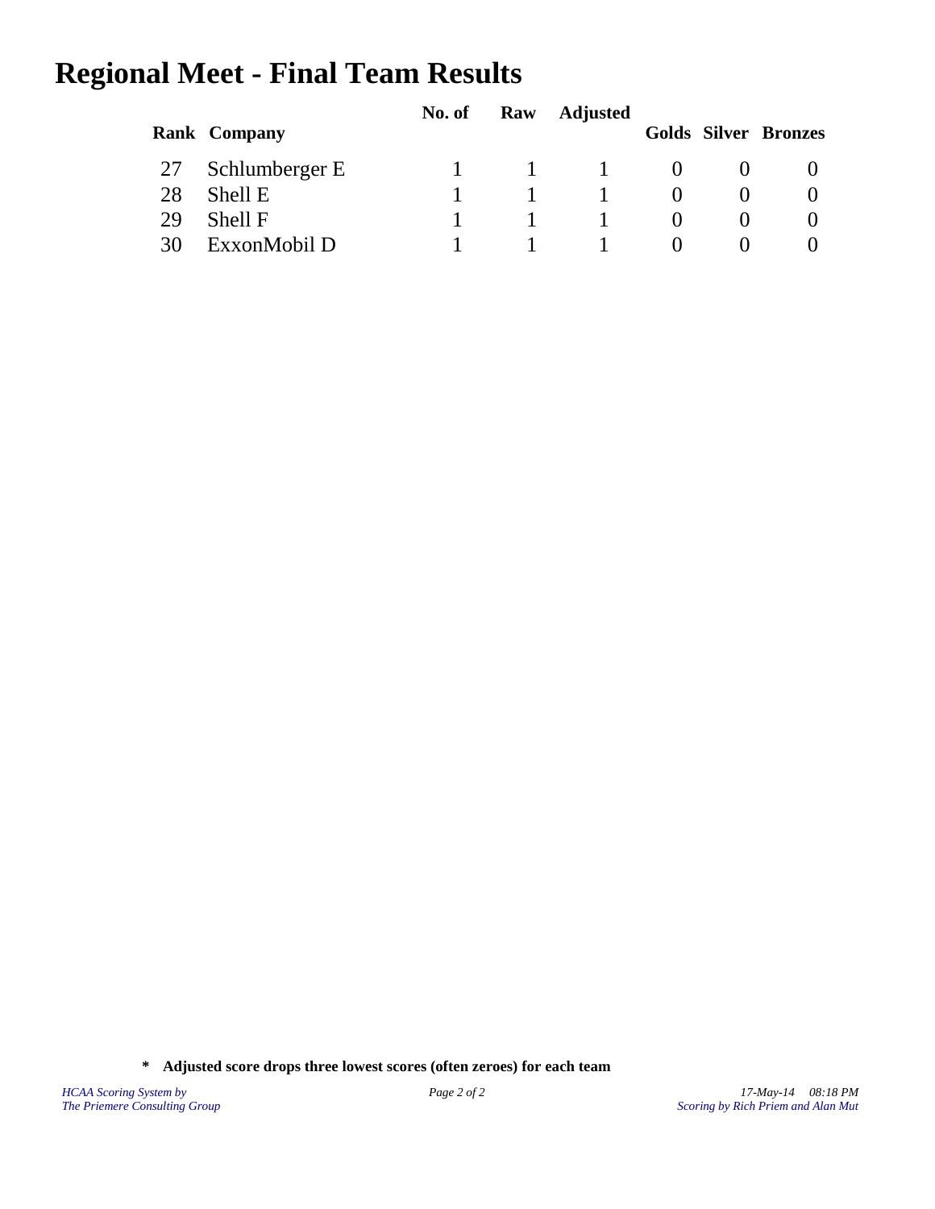# Regional Meet - Final Team Results

| Rank | Company | No. of | Raw | Adjusted | Golds | Silver | Bronzes |
|---|---|---|---|---|---|---|---|
| 27 | Schlumberger E | 1 | 1 | 1 | 0 | 0 | 0 |
| 28 | Shell E | 1 | 1 | 1 | 0 | 0 | 0 |
| 29 | Shell F | 1 | 1 | 1 | 0 | 0 | 0 |
| 30 | ExxonMobil D | 1 | 1 | 1 | 0 | 0 | 0 |

**\*  Adjusted score drops three lowest scores (often zeroes) for each team**

*HCAA Scoring System by*
*The Priemere Consulting Group*

*17-May-14   08:18 PM*
*Scoring by Rich Priem and Alan Mut*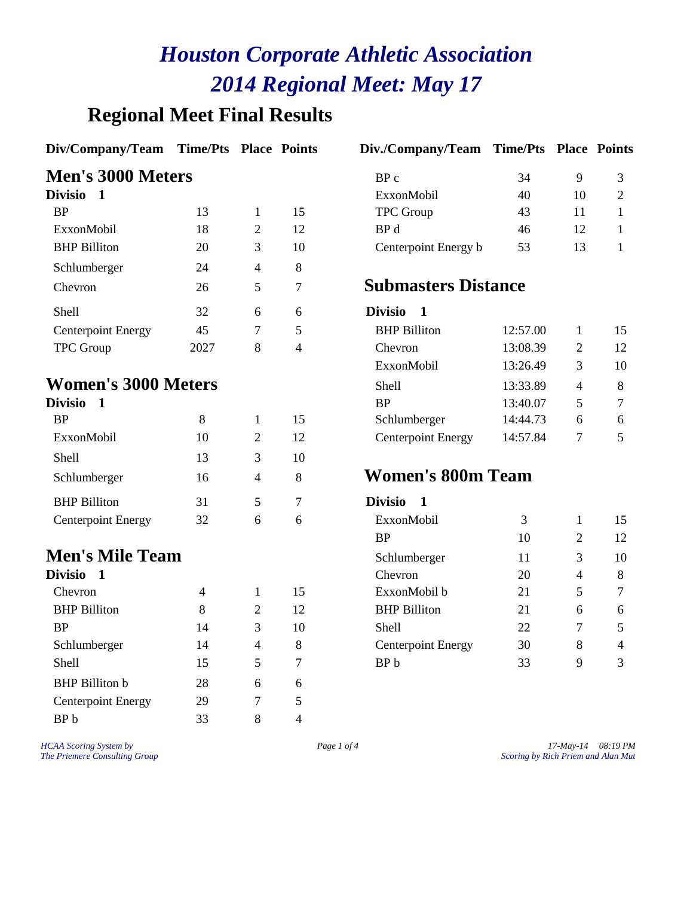# Houston Corporate Athletic Association
# 2014 Regional Meet: May 17

## Regional Meet Final Results

### Men's 3000 Meters

| Div/Company/Team | Time/Pts | Place | Points |
|---|---|---|---|
| **Divisio 1** | | | |
| BP | 13 | 1 | 15 |
| ExxonMobil | 18 | 2 | 12 |
| BHP Billiton | 20 | 3 | 10 |
| Schlumberger | 24 | 4 | 8 |
| Chevron | 26 | 5 | 7 |
| Shell | 32 | 6 | 6 |
| Centerpoint Energy | 45 | 7 | 5 |
| TPC Group | 2027 | 8 | 4 |

### Women's 3000 Meters

| Div/Company/Team | Time/Pts | Place | Points |
|---|---|---|---|
| **Divisio 1** | | | |
| BP | 8 | 1 | 15 |
| ExxonMobil | 10 | 2 | 12 |
| Shell | 13 | 3 | 10 |
| Schlumberger | 16 | 4 | 8 |
| BHP Billiton | 31 | 5 | 7 |
| Centerpoint Energy | 32 | 6 | 6 |

### Men's Mile Team

| Div/Company/Team | Time/Pts | Place | Points |
|---|---|---|---|
| **Divisio 1** | | | |
| Chevron | 4 | 1 | 15 |
| BHP Billiton | 8 | 2 | 12 |
| BP | 14 | 3 | 10 |
| Schlumberger | 14 | 4 | 8 |
| Shell | 15 | 5 | 7 |
| BHP Billiton b | 28 | 6 | 6 |
| Centerpoint Energy | 29 | 7 | 5 |
| BP b | 33 | 8 | 4 |
| BP c | 34 | 9 | 3 |
| ExxonMobil | 40 | 10 | 2 |
| TPC Group | 43 | 11 | 1 |
| BP d | 46 | 12 | 1 |
| Centerpoint Energy b | 53 | 13 | 1 |

### Submasters Distance

| Div./Company/Team | Time/Pts | Place | Points |
|---|---|---|---|
| **Divisio 1** | | | |
| BHP Billiton | 12:57.00 | 1 | 15 |
| Chevron | 13:08.39 | 2 | 12 |
| ExxonMobil | 13:26.49 | 3 | 10 |
| Shell | 13:33.89 | 4 | 8 |
| BP | 13:40.07 | 5 | 7 |
| Schlumberger | 14:44.73 | 6 | 6 |
| Centerpoint Energy | 14:57.84 | 7 | 5 |

### Women's 800m Team

| Div./Company/Team | Time/Pts | Place | Points |
|---|---|---|---|
| **Divisio 1** | | | |
| ExxonMobil | 3 | 1 | 15 |
| BP | 10 | 2 | 12 |
| Schlumberger | 11 | 3 | 10 |
| Chevron | 20 | 4 | 8 |
| ExxonMobil b | 21 | 5 | 7 |
| BHP Billiton | 21 | 6 | 6 |
| Shell | 22 | 7 | 5 |
| Centerpoint Energy | 30 | 8 | 4 |
| BP b | 33 | 9 | 3 |

*HCAA Scoring System by The Priemere Consulting Group*

*17-May-14 08:19 PM — Scoring by Rich Priem and Alan Mut*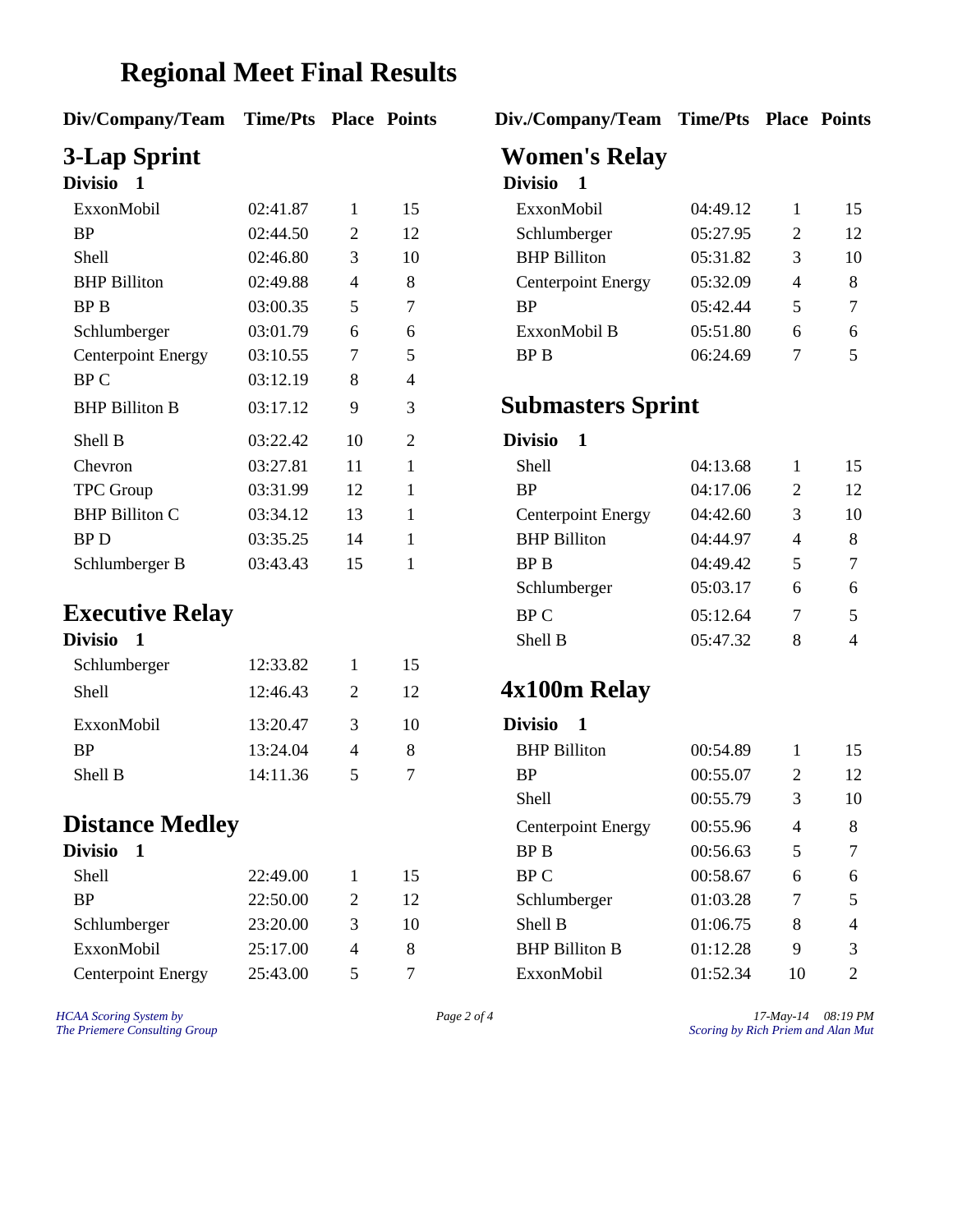# Regional Meet Final Results

## 3-Lap Sprint

**Divisio 1**

| Div/Company/Team | Time/Pts | Place | Points |
|---|---|---|---|
| ExxonMobil | 02:41.87 | 1 | 15 |
| BP | 02:44.50 | 2 | 12 |
| Shell | 02:46.80 | 3 | 10 |
| BHP Billiton | 02:49.88 | 4 | 8 |
| BP B | 03:00.35 | 5 | 7 |
| Schlumberger | 03:01.79 | 6 | 6 |
| Centerpoint Energy | 03:10.55 | 7 | 5 |
| BP C | 03:12.19 | 8 | 4 |
| BHP Billiton B | 03:17.12 | 9 | 3 |
| Shell B | 03:22.42 | 10 | 2 |
| Chevron | 03:27.81 | 11 | 1 |
| TPC Group | 03:31.99 | 12 | 1 |
| BHP Billiton C | 03:34.12 | 13 | 1 |
| BP D | 03:35.25 | 14 | 1 |
| Schlumberger B | 03:43.43 | 15 | 1 |

## Executive Relay

**Divisio 1**

| Div/Company/Team | Time/Pts | Place | Points |
|---|---|---|---|
| Schlumberger | 12:33.82 | 1 | 15 |
| Shell | 12:46.43 | 2 | 12 |
| ExxonMobil | 13:20.47 | 3 | 10 |
| BP | 13:24.04 | 4 | 8 |
| Shell B | 14:11.36 | 5 | 7 |

## Distance Medley

**Divisio 1**

| Div/Company/Team | Time/Pts | Place | Points |
|---|---|---|---|
| Shell | 22:49.00 | 1 | 15 |
| BP | 22:50.00 | 2 | 12 |
| Schlumberger | 23:20.00 | 3 | 10 |
| ExxonMobil | 25:17.00 | 4 | 8 |
| Centerpoint Energy | 25:43.00 | 5 | 7 |

## Women's Relay

**Divisio 1**

| Div./Company/Team | Time/Pts | Place | Points |
|---|---|---|---|
| ExxonMobil | 04:49.12 | 1 | 15 |
| Schlumberger | 05:27.95 | 2 | 12 |
| BHP Billiton | 05:31.82 | 3 | 10 |
| Centerpoint Energy | 05:32.09 | 4 | 8 |
| BP | 05:42.44 | 5 | 7 |
| ExxonMobil B | 05:51.80 | 6 | 6 |
| BP B | 06:24.69 | 7 | 5 |

## Submasters Sprint

**Divisio 1**

| Div./Company/Team | Time/Pts | Place | Points |
|---|---|---|---|
| Shell | 04:13.68 | 1 | 15 |
| BP | 04:17.06 | 2 | 12 |
| Centerpoint Energy | 04:42.60 | 3 | 10 |
| BHP Billiton | 04:44.97 | 4 | 8 |
| BP B | 04:49.42 | 5 | 7 |
| Schlumberger | 05:03.17 | 6 | 6 |
| BP C | 05:12.64 | 7 | 5 |
| Shell B | 05:47.32 | 8 | 4 |

## 4x100m Relay

**Divisio 1**

| Div./Company/Team | Time/Pts | Place | Points |
|---|---|---|---|
| BHP Billiton | 00:54.89 | 1 | 15 |
| BP | 00:55.07 | 2 | 12 |
| Shell | 00:55.79 | 3 | 10 |
| Centerpoint Energy | 00:55.96 | 4 | 8 |
| BP B | 00:56.63 | 5 | 7 |
| BP C | 00:58.67 | 6 | 6 |
| Schlumberger | 01:03.28 | 7 | 5 |
| Shell B | 01:06.75 | 8 | 4 |
| BHP Billiton B | 01:12.28 | 9 | 3 |
| ExxonMobil | 01:52.34 | 10 | 2 |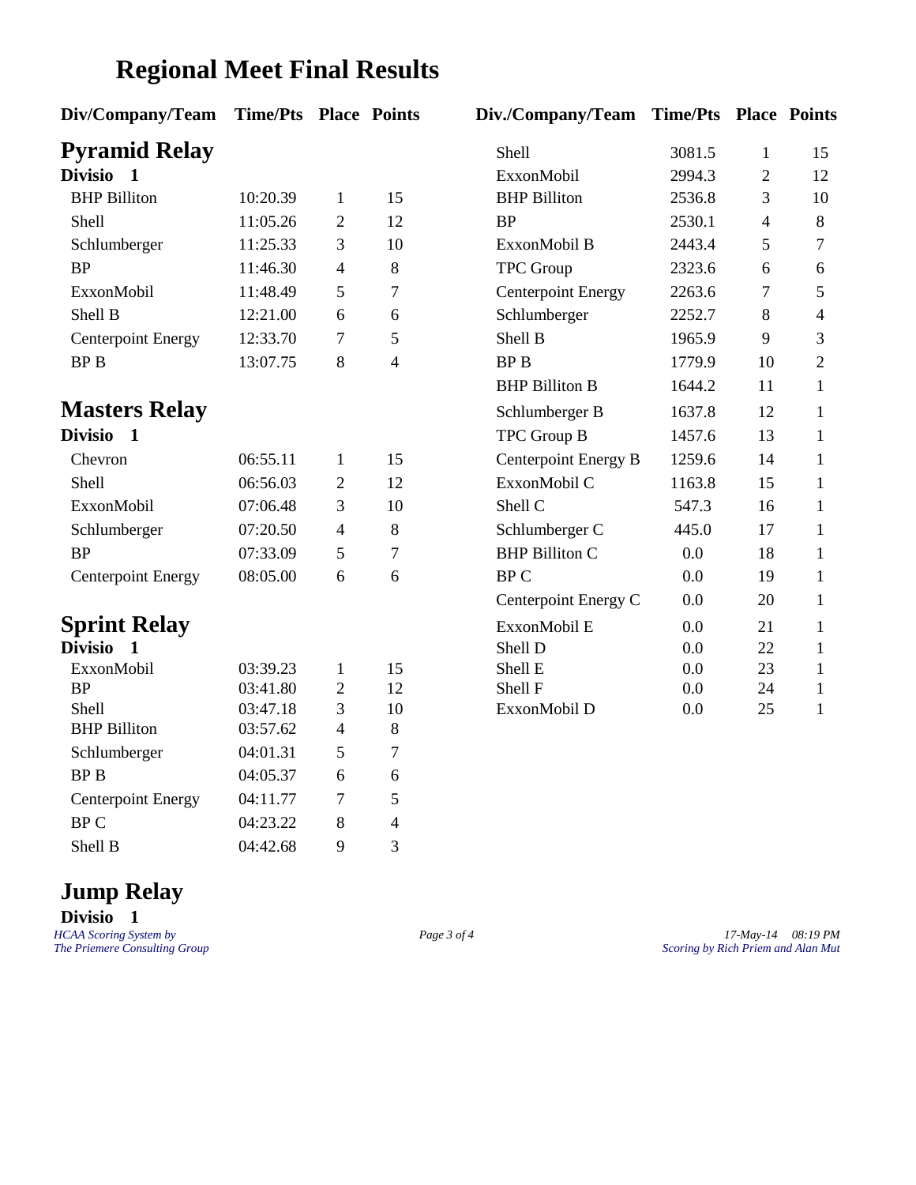# Regional Meet Final Results

## Pyramid Relay

### Divisio 1

| Div/Company/Team | Time/Pts | Place | Points |
|---|---|---|---|
| BHP Billiton | 10:20.39 | 1 | 15 |
| Shell | 11:05.26 | 2 | 12 |
| Schlumberger | 11:25.33 | 3 | 10 |
| BP | 11:46.30 | 4 | 8 |
| ExxonMobil | 11:48.49 | 5 | 7 |
| Shell B | 12:21.00 | 6 | 6 |
| Centerpoint Energy | 12:33.70 | 7 | 5 |
| BP B | 13:07.75 | 8 | 4 |

## Masters Relay

### Divisio 1

| Div/Company/Team | Time/Pts | Place | Points |
|---|---|---|---|
| Chevron | 06:55.11 | 1 | 15 |
| Shell | 06:56.03 | 2 | 12 |
| ExxonMobil | 07:06.48 | 3 | 10 |
| Schlumberger | 07:20.50 | 4 | 8 |
| BP | 07:33.09 | 5 | 7 |
| Centerpoint Energy | 08:05.00 | 6 | 6 |

## Sprint Relay

### Divisio 1

| Div/Company/Team | Time/Pts | Place | Points |
|---|---|---|---|
| ExxonMobil | 03:39.23 | 1 | 15 |
| BP | 03:41.80 | 2 | 12 |
| Shell | 03:47.18 | 3 | 10 |
| BHP Billiton | 03:57.62 | 4 | 8 |
| Schlumberger | 04:01.31 | 5 | 7 |
| BP B | 04:05.37 | 6 | 6 |
| Centerpoint Energy | 04:11.77 | 7 | 5 |
| BP C | 04:23.22 | 8 | 4 |
| Shell B | 04:42.68 | 9 | 3 |

## Jump Relay

### Divisio 1

| Div./Company/Team | Time/Pts | Place | Points |
|---|---|---|---|
| Shell | 3081.5 | 1 | 15 |
| ExxonMobil | 2994.3 | 2 | 12 |
| BHP Billiton | 2536.8 | 3 | 10 |
| BP | 2530.1 | 4 | 8 |
| ExxonMobil B | 2443.4 | 5 | 7 |
| TPC Group | 2323.6 | 6 | 6 |
| Centerpoint Energy | 2263.6 | 7 | 5 |
| Schlumberger | 2252.7 | 8 | 4 |
| Shell B | 1965.9 | 9 | 3 |
| BP B | 1779.9 | 10 | 2 |
| BHP Billiton B | 1644.2 | 11 | 1 |
| Schlumberger B | 1637.8 | 12 | 1 |
| TPC Group B | 1457.6 | 13 | 1 |
| Centerpoint Energy B | 1259.6 | 14 | 1 |
| ExxonMobil C | 1163.8 | 15 | 1 |
| Shell C | 547.3 | 16 | 1 |
| Schlumberger C | 445.0 | 17 | 1 |
| BHP Billiton C | 0.0 | 18 | 1 |
| BP C | 0.0 | 19 | 1 |
| Centerpoint Energy C | 0.0 | 20 | 1 |
| ExxonMobil E | 0.0 | 21 | 1 |
| Shell D | 0.0 | 22 | 1 |
| Shell E | 0.0 | 23 | 1 |
| Shell F | 0.0 | 24 | 1 |
| ExxonMobil D | 0.0 | 25 | 1 |

*HCAA Scoring System by The Priemere Consulting Group*

*17-May-14 08:19 PM*
*Scoring by Rich Priem and Alan Mut*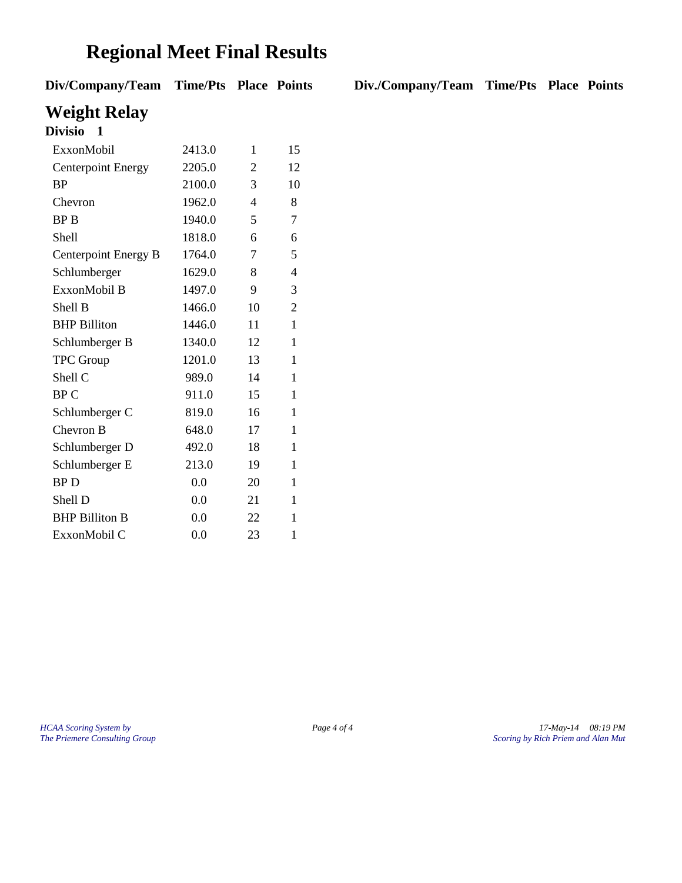# Regional Meet Final Results

## Weight Relay

### Divisio 1

| Div/Company/Team | Time/Pts | Place | Points |
|---|---|---|---|
| ExxonMobil | 2413.0 | 1 | 15 |
| Centerpoint Energy | 2205.0 | 2 | 12 |
| BP | 2100.0 | 3 | 10 |
| Chevron | 1962.0 | 4 | 8 |
| BP B | 1940.0 | 5 | 7 |
| Shell | 1818.0 | 6 | 6 |
| Centerpoint Energy B | 1764.0 | 7 | 5 |
| Schlumberger | 1629.0 | 8 | 4 |
| ExxonMobil B | 1497.0 | 9 | 3 |
| Shell B | 1466.0 | 10 | 2 |
| BHP Billiton | 1446.0 | 11 | 1 |
| Schlumberger B | 1340.0 | 12 | 1 |
| TPC Group | 1201.0 | 13 | 1 |
| Shell C | 989.0 | 14 | 1 |
| BP C | 911.0 | 15 | 1 |
| Schlumberger C | 819.0 | 16 | 1 |
| Chevron B | 648.0 | 17 | 1 |
| Schlumberger D | 492.0 | 18 | 1 |
| Schlumberger E | 213.0 | 19 | 1 |
| BP D | 0.0 | 20 | 1 |
| Shell D | 0.0 | 21 | 1 |
| BHP Billiton B | 0.0 | 22 | 1 |
| ExxonMobil C | 0.0 | 23 | 1 |

*HCAA Scoring System by The Priemere Consulting Group*

*17-May-14 08:19 PM — Scoring by Rich Priem and Alan Mut*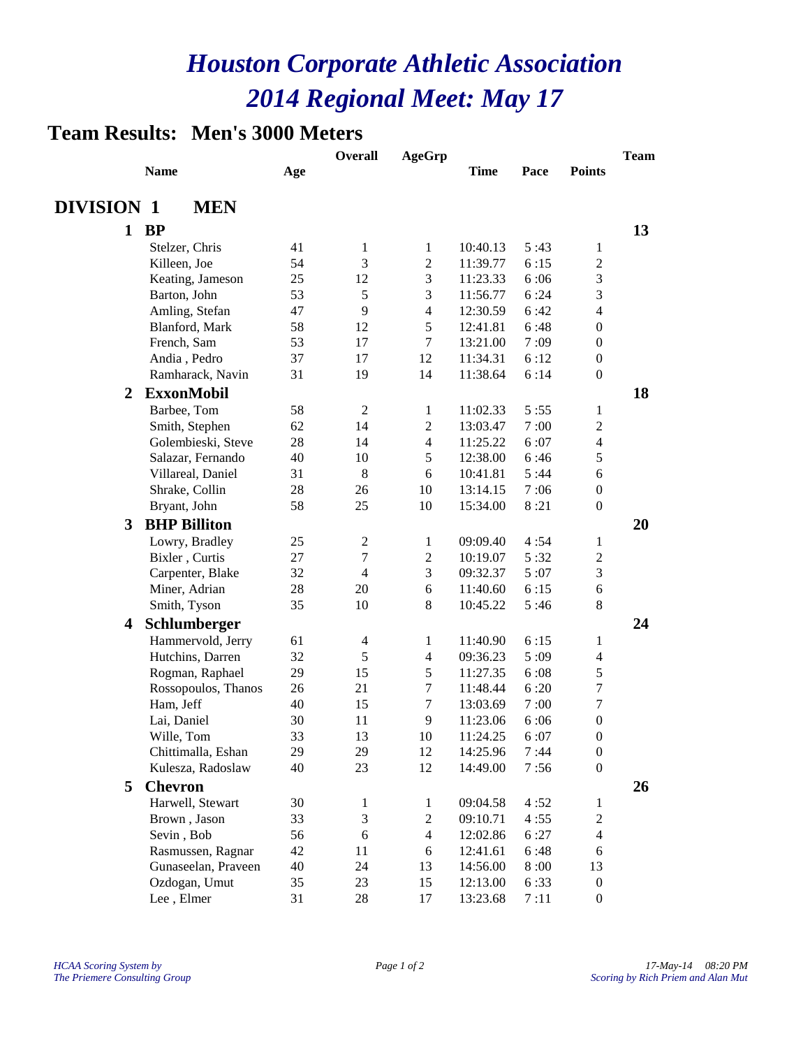# Houston Corporate Athletic Association
# 2014 Regional Meet: May 17

## Team Results: Men's 3000 Meters

| | Name | Age | Overall | AgeGrp | Time | Pace | Points | Team |
|---|---|---|---|---|---|---|---|---|
| **DIVISION 1** | **MEN** | | | | | | | |
| **1** | **BP** | | | | | | | **13** |
| | Stelzer, Chris | 41 | 1 | 1 | 10:40.13 | 5 :43 | 1 | |
| | Killeen, Joe | 54 | 3 | 2 | 11:39.77 | 6 :15 | 2 | |
| | Keating, Jameson | 25 | 12 | 3 | 11:23.33 | 6 :06 | 3 | |
| | Barton, John | 53 | 5 | 3 | 11:56.77 | 6 :24 | 3 | |
| | Amling, Stefan | 47 | 9 | 4 | 12:30.59 | 6 :42 | 4 | |
| | Blanford, Mark | 58 | 12 | 5 | 12:41.81 | 6 :48 | 0 | |
| | French, Sam | 53 | 17 | 7 | 13:21.00 | 7 :09 | 0 | |
| | Andia , Pedro | 37 | 17 | 12 | 11:34.31 | 6 :12 | 0 | |
| | Ramharack, Navin | 31 | 19 | 14 | 11:38.64 | 6 :14 | 0 | |
| **2** | **ExxonMobil** | | | | | | | **18** |
| | Barbee, Tom | 58 | 2 | 1 | 11:02.33 | 5 :55 | 1 | |
| | Smith, Stephen | 62 | 14 | 2 | 13:03.47 | 7 :00 | 2 | |
| | Golembieski, Steve | 28 | 14 | 4 | 11:25.22 | 6 :07 | 4 | |
| | Salazar, Fernando | 40 | 10 | 5 | 12:38.00 | 6 :46 | 5 | |
| | Villareal, Daniel | 31 | 8 | 6 | 10:41.81 | 5 :44 | 6 | |
| | Shrake, Collin | 28 | 26 | 10 | 13:14.15 | 7 :06 | 0 | |
| | Bryant, John | 58 | 25 | 10 | 15:34.00 | 8 :21 | 0 | |
| **3** | **BHP Billiton** | | | | | | | **20** |
| | Lowry, Bradley | 25 | 2 | 1 | 09:09.40 | 4 :54 | 1 | |
| | Bixler , Curtis | 27 | 7 | 2 | 10:19.07 | 5 :32 | 2 | |
| | Carpenter, Blake | 32 | 4 | 3 | 09:32.37 | 5 :07 | 3 | |
| | Miner, Adrian | 28 | 20 | 6 | 11:40.60 | 6 :15 | 6 | |
| | Smith, Tyson | 35 | 10 | 8 | 10:45.22 | 5 :46 | 8 | |
| **4** | **Schlumberger** | | | | | | | **24** |
| | Hammervold, Jerry | 61 | 4 | 1 | 11:40.90 | 6 :15 | 1 | |
| | Hutchins, Darren | 32 | 5 | 4 | 09:36.23 | 5 :09 | 4 | |
| | Rogman, Raphael | 29 | 15 | 5 | 11:27.35 | 6 :08 | 5 | |
| | Rossopoulos, Thanos | 26 | 21 | 7 | 11:48.44 | 6 :20 | 7 | |
| | Ham, Jeff | 40 | 15 | 7 | 13:03.69 | 7 :00 | 7 | |
| | Lai, Daniel | 30 | 11 | 9 | 11:23.06 | 6 :06 | 0 | |
| | Wille, Tom | 33 | 13 | 10 | 11:24.25 | 6 :07 | 0 | |
| | Chittimalla, Eshan | 29 | 29 | 12 | 14:25.96 | 7 :44 | 0 | |
| | Kulesza, Radoslaw | 40 | 23 | 12 | 14:49.00 | 7 :56 | 0 | |
| **5** | **Chevron** | | | | | | | **26** |
| | Harwell, Stewart | 30 | 1 | 1 | 09:04.58 | 4 :52 | 1 | |
| | Brown , Jason | 33 | 3 | 2 | 09:10.71 | 4 :55 | 2 | |
| | Sevin , Bob | 56 | 6 | 4 | 12:02.86 | 6 :27 | 4 | |
| | Rasmussen, Ragnar | 42 | 11 | 6 | 12:41.61 | 6 :48 | 6 | |
| | Gunaseelan, Praveen | 40 | 24 | 13 | 14:56.00 | 8 :00 | 13 | |
| | Ozdogan, Umut | 35 | 23 | 15 | 12:13.00 | 6 :33 | 0 | |
| | Lee , Elmer | 31 | 28 | 17 | 13:23.68 | 7 :11 | 0 | |

*HCAA Scoring System by*
*The Priemere Consulting Group*

*17-May-14 08:20 PM*
*Scoring by Rich Priem and Alan Mut*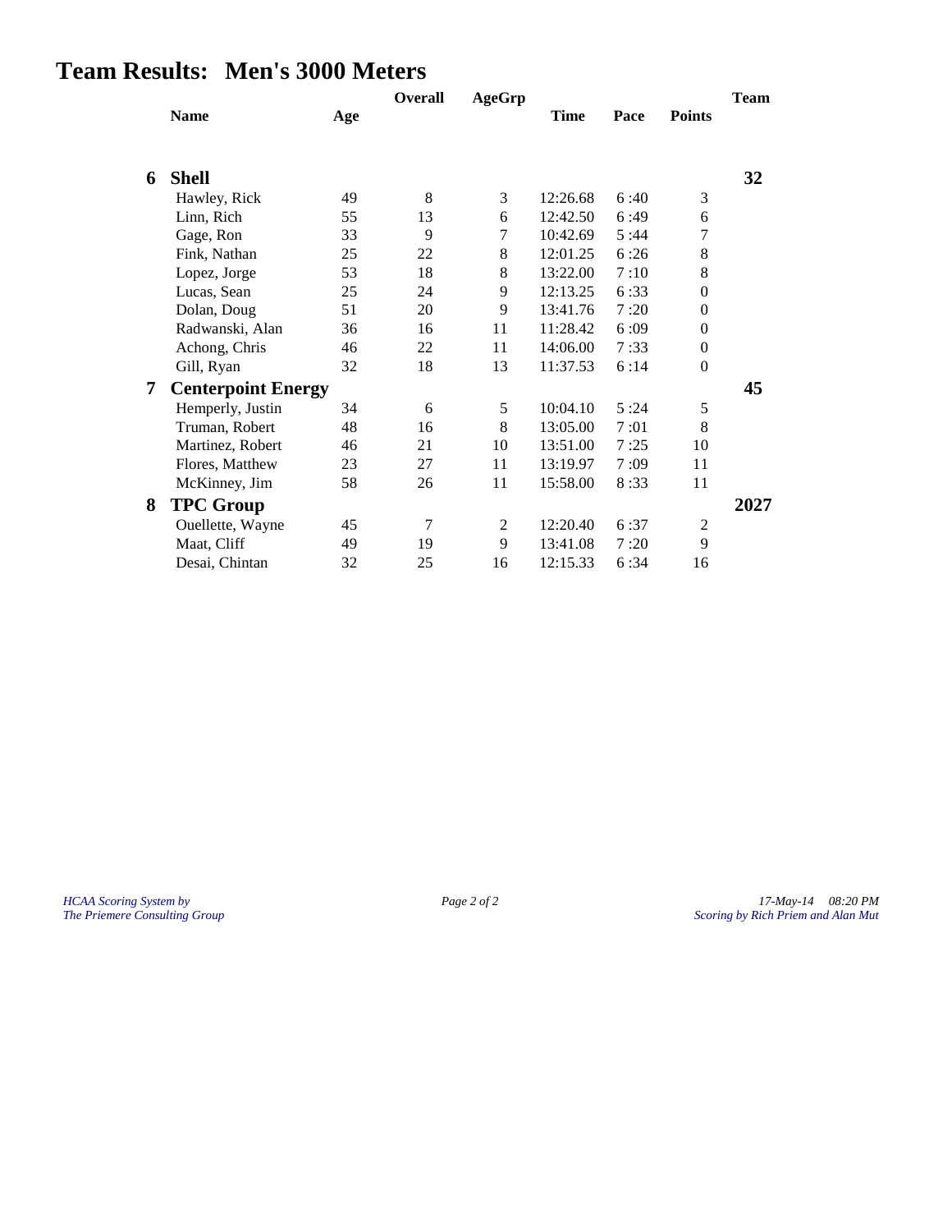# Team Results: Men's 3000 Meters

| | Name | Age | Overall | AgeGrp | Time | Pace | Points | Team |
|---|---|---|---|---|---|---|---|---|
| **6** | **Shell** | | | | | | | **32** |
| | Hawley, Rick | 49 | 8 | 3 | 12:26.68 | 6 :40 | 3 | |
| | Linn, Rich | 55 | 13 | 6 | 12:42.50 | 6 :49 | 6 | |
| | Gage, Ron | 33 | 9 | 7 | 10:42.69 | 5 :44 | 7 | |
| | Fink, Nathan | 25 | 22 | 8 | 12:01.25 | 6 :26 | 8 | |
| | Lopez, Jorge | 53 | 18 | 8 | 13:22.00 | 7 :10 | 8 | |
| | Lucas, Sean | 25 | 24 | 9 | 12:13.25 | 6 :33 | 0 | |
| | Dolan, Doug | 51 | 20 | 9 | 13:41.76 | 7 :20 | 0 | |
| | Radwanski, Alan | 36 | 16 | 11 | 11:28.42 | 6 :09 | 0 | |
| | Achong, Chris | 46 | 22 | 11 | 14:06.00 | 7 :33 | 0 | |
| | Gill, Ryan | 32 | 18 | 13 | 11:37.53 | 6 :14 | 0 | |
| **7** | **Centerpoint Energy** | | | | | | | **45** |
| | Hemperly, Justin | 34 | 6 | 5 | 10:04.10 | 5 :24 | 5 | |
| | Truman, Robert | 48 | 16 | 8 | 13:05.00 | 7 :01 | 8 | |
| | Martinez, Robert | 46 | 21 | 10 | 13:51.00 | 7 :25 | 10 | |
| | Flores, Matthew | 23 | 27 | 11 | 13:19.97 | 7 :09 | 11 | |
| | McKinney, Jim | 58 | 26 | 11 | 15:58.00 | 8 :33 | 11 | |
| **8** | **TPC Group** | | | | | | | **2027** |
| | Ouellette, Wayne | 45 | 7 | 2 | 12:20.40 | 6 :37 | 2 | |
| | Maat, Cliff | 49 | 19 | 9 | 13:41.08 | 7 :20 | 9 | |
| | Desai, Chintan | 32 | 25 | 16 | 12:15.33 | 6 :34 | 16 | |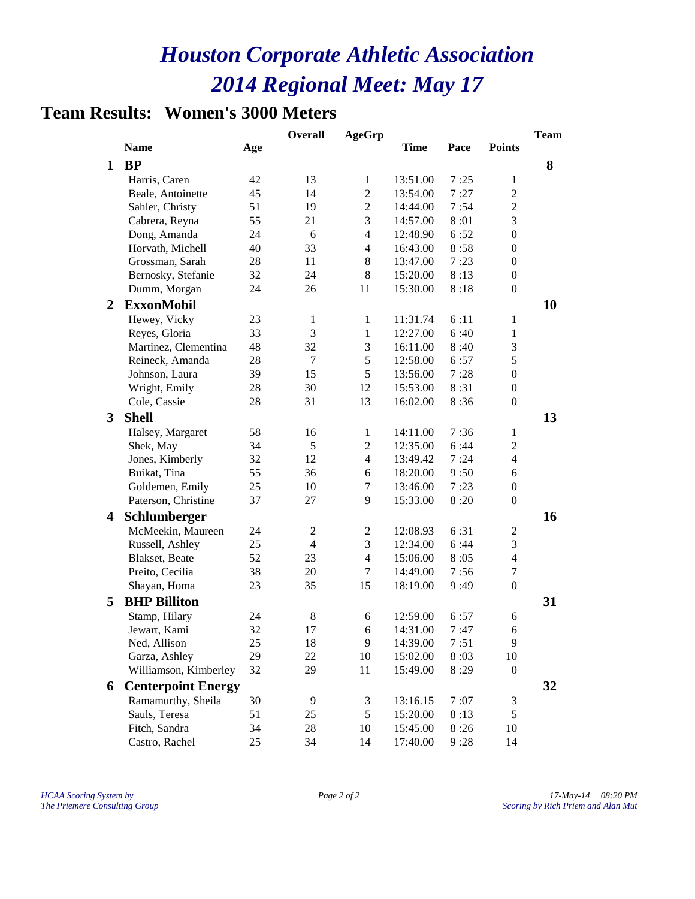# Houston Corporate Athletic Association
# 2014 Regional Meet: May 17

## Team Results: Women's 3000 Meters

| | Name | Age | Overall | AgeGrp | Time | Pace | Points | Team |
|---|---|---|---|---|---|---|---|---|
| **1** | **BP** | | | | | | | **8** |
| | Harris, Caren | 42 | 13 | 1 | 13:51.00 | 7 :25 | 1 | |
| | Beale, Antoinette | 45 | 14 | 2 | 13:54.00 | 7 :27 | 2 | |
| | Sahler, Christy | 51 | 19 | 2 | 14:44.00 | 7 :54 | 2 | |
| | Cabrera, Reyna | 55 | 21 | 3 | 14:57.00 | 8 :01 | 3 | |
| | Dong, Amanda | 24 | 6 | 4 | 12:48.90 | 6 :52 | 0 | |
| | Horvath, Michell | 40 | 33 | 4 | 16:43.00 | 8 :58 | 0 | |
| | Grossman, Sarah | 28 | 11 | 8 | 13:47.00 | 7 :23 | 0 | |
| | Bernosky, Stefanie | 32 | 24 | 8 | 15:20.00 | 8 :13 | 0 | |
| | Dumm, Morgan | 24 | 26 | 11 | 15:30.00 | 8 :18 | 0 | |
| **2** | **ExxonMobil** | | | | | | | **10** |
| | Hewey, Vicky | 23 | 1 | 1 | 11:31.74 | 6 :11 | 1 | |
| | Reyes, Gloria | 33 | 3 | 1 | 12:27.00 | 6 :40 | 1 | |
| | Martinez, Clementina | 48 | 32 | 3 | 16:11.00 | 8 :40 | 3 | |
| | Reineck, Amanda | 28 | 7 | 5 | 12:58.00 | 6 :57 | 5 | |
| | Johnson, Laura | 39 | 15 | 5 | 13:56.00 | 7 :28 | 0 | |
| | Wright, Emily | 28 | 30 | 12 | 15:53.00 | 8 :31 | 0 | |
| | Cole, Cassie | 28 | 31 | 13 | 16:02.00 | 8 :36 | 0 | |
| **3** | **Shell** | | | | | | | **13** |
| | Halsey, Margaret | 58 | 16 | 1 | 14:11.00 | 7 :36 | 1 | |
| | Shek, May | 34 | 5 | 2 | 12:35.00 | 6 :44 | 2 | |
| | Jones, Kimberly | 32 | 12 | 4 | 13:49.42 | 7 :24 | 4 | |
| | Buikat, Tina | 55 | 36 | 6 | 18:20.00 | 9 :50 | 6 | |
| | Goldemen, Emily | 25 | 10 | 7 | 13:46.00 | 7 :23 | 0 | |
| | Paterson, Christine | 37 | 27 | 9 | 15:33.00 | 8 :20 | 0 | |
| **4** | **Schlumberger** | | | | | | | **16** |
| | McMeekin, Maureen | 24 | 2 | 2 | 12:08.93 | 6 :31 | 2 | |
| | Russell, Ashley | 25 | 4 | 3 | 12:34.00 | 6 :44 | 3 | |
| | Blakset, Beate | 52 | 23 | 4 | 15:06.00 | 8 :05 | 4 | |
| | Preito, Cecilia | 38 | 20 | 7 | 14:49.00 | 7 :56 | 7 | |
| | Shayan, Homa | 23 | 35 | 15 | 18:19.00 | 9 :49 | 0 | |
| **5** | **BHP Billiton** | | | | | | | **31** |
| | Stamp, Hilary | 24 | 8 | 6 | 12:59.00 | 6 :57 | 6 | |
| | Jewart, Kami | 32 | 17 | 6 | 14:31.00 | 7 :47 | 6 | |
| | Ned, Allison | 25 | 18 | 9 | 14:39.00 | 7 :51 | 9 | |
| | Garza, Ashley | 29 | 22 | 10 | 15:02.00 | 8 :03 | 10 | |
| | Williamson, Kimberley | 32 | 29 | 11 | 15:49.00 | 8 :29 | 0 | |
| **6** | **Centerpoint Energy** | | | | | | | **32** |
| | Ramamurthy, Sheila | 30 | 9 | 3 | 13:16.15 | 7 :07 | 3 | |
| | Sauls, Teresa | 51 | 25 | 5 | 15:20.00 | 8 :13 | 5 | |
| | Fitch, Sandra | 34 | 28 | 10 | 15:45.00 | 8 :26 | 10 | |
| | Castro, Rachel | 25 | 34 | 14 | 17:40.00 | 9 :28 | 14 | |

*HCAA Scoring System by*
*The Priemere Consulting Group*

*17-May-14 08:20 PM*
*Scoring by Rich Priem and Alan Mut*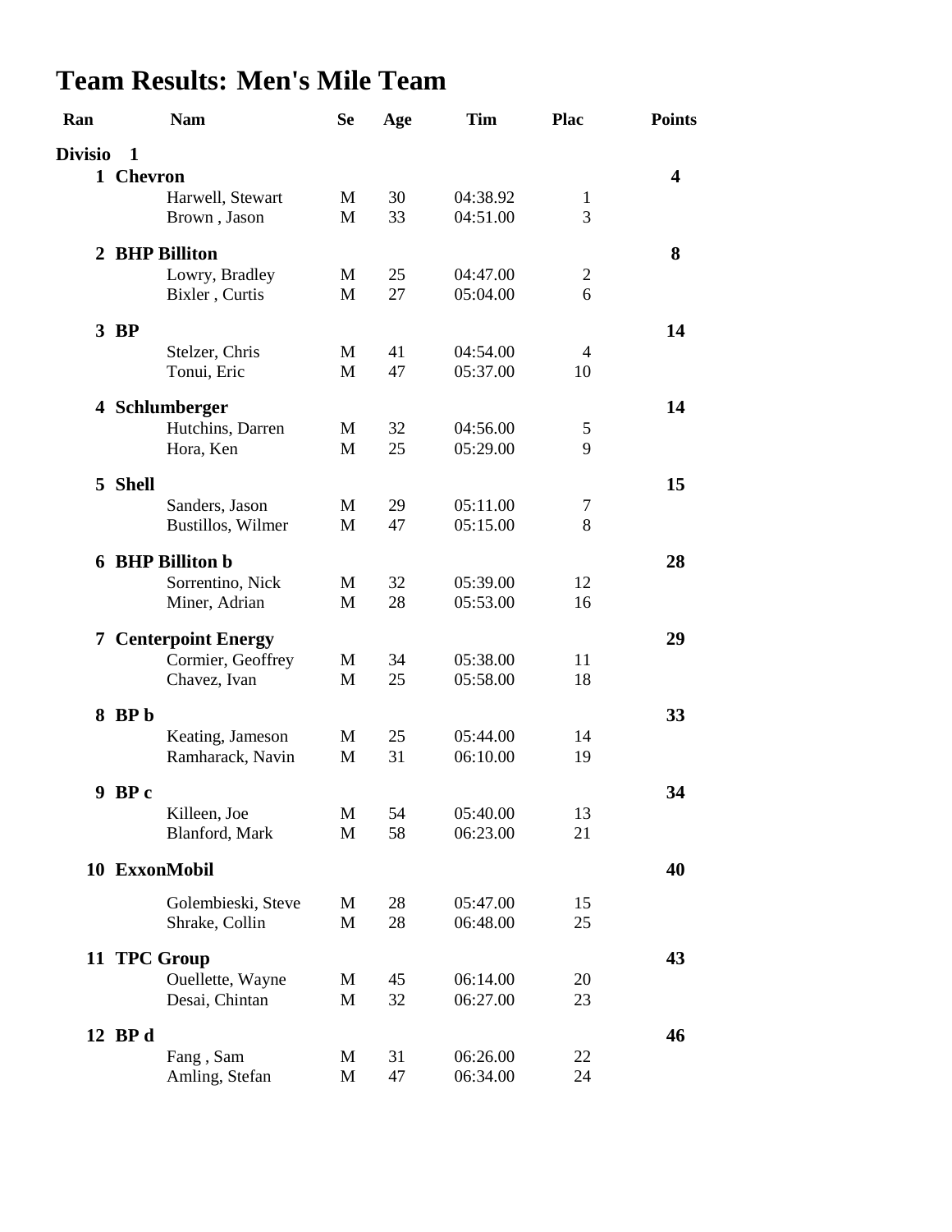# Team Results: Men's Mile Team

| Ran | Nam | Se | Age | Tim | Plac | Points |
|---|---|---|---|---|---|---|
| **Divisio 1** | | | | | | |
| **1** | **Chevron** | | | | | **4** |
| | Harwell, Stewart | M | 30 | 04:38.92 | 1 | |
| | Brown , Jason | M | 33 | 04:51.00 | 3 | |
| **2** | **BHP Billiton** | | | | | **8** |
| | Lowry, Bradley | M | 25 | 04:47.00 | 2 | |
| | Bixler , Curtis | M | 27 | 05:04.00 | 6 | |
| **3** | **BP** | | | | | **14** |
| | Stelzer, Chris | M | 41 | 04:54.00 | 4 | |
| | Tonui, Eric | M | 47 | 05:37.00 | 10 | |
| **4** | **Schlumberger** | | | | | **14** |
| | Hutchins, Darren | M | 32 | 04:56.00 | 5 | |
| | Hora, Ken | M | 25 | 05:29.00 | 9 | |
| **5** | **Shell** | | | | | **15** |
| | Sanders, Jason | M | 29 | 05:11.00 | 7 | |
| | Bustillos, Wilmer | M | 47 | 05:15.00 | 8 | |
| **6** | **BHP Billiton b** | | | | | **28** |
| | Sorrentino, Nick | M | 32 | 05:39.00 | 12 | |
| | Miner, Adrian | M | 28 | 05:53.00 | 16 | |
| **7** | **Centerpoint Energy** | | | | | **29** |
| | Cormier, Geoffrey | M | 34 | 05:38.00 | 11 | |
| | Chavez, Ivan | M | 25 | 05:58.00 | 18 | |
| **8** | **BP b** | | | | | **33** |
| | Keating, Jameson | M | 25 | 05:44.00 | 14 | |
| | Ramharack, Navin | M | 31 | 06:10.00 | 19 | |
| **9** | **BP c** | | | | | **34** |
| | Killeen, Joe | M | 54 | 05:40.00 | 13 | |
| | Blanford, Mark | M | 58 | 06:23.00 | 21 | |
| **10** | **ExxonMobil** | | | | | **40** |
| | Golembieski, Steve | M | 28 | 05:47.00 | 15 | |
| | Shrake, Collin | M | 28 | 06:48.00 | 25 | |
| **11** | **TPC Group** | | | | | **43** |
| | Ouellette, Wayne | M | 45 | 06:14.00 | 20 | |
| | Desai, Chintan | M | 32 | 06:27.00 | 23 | |
| **12** | **BP d** | | | | | **46** |
| | Fang , Sam | M | 31 | 06:26.00 | 22 | |
| | Amling, Stefan | M | 47 | 06:34.00 | 24 | |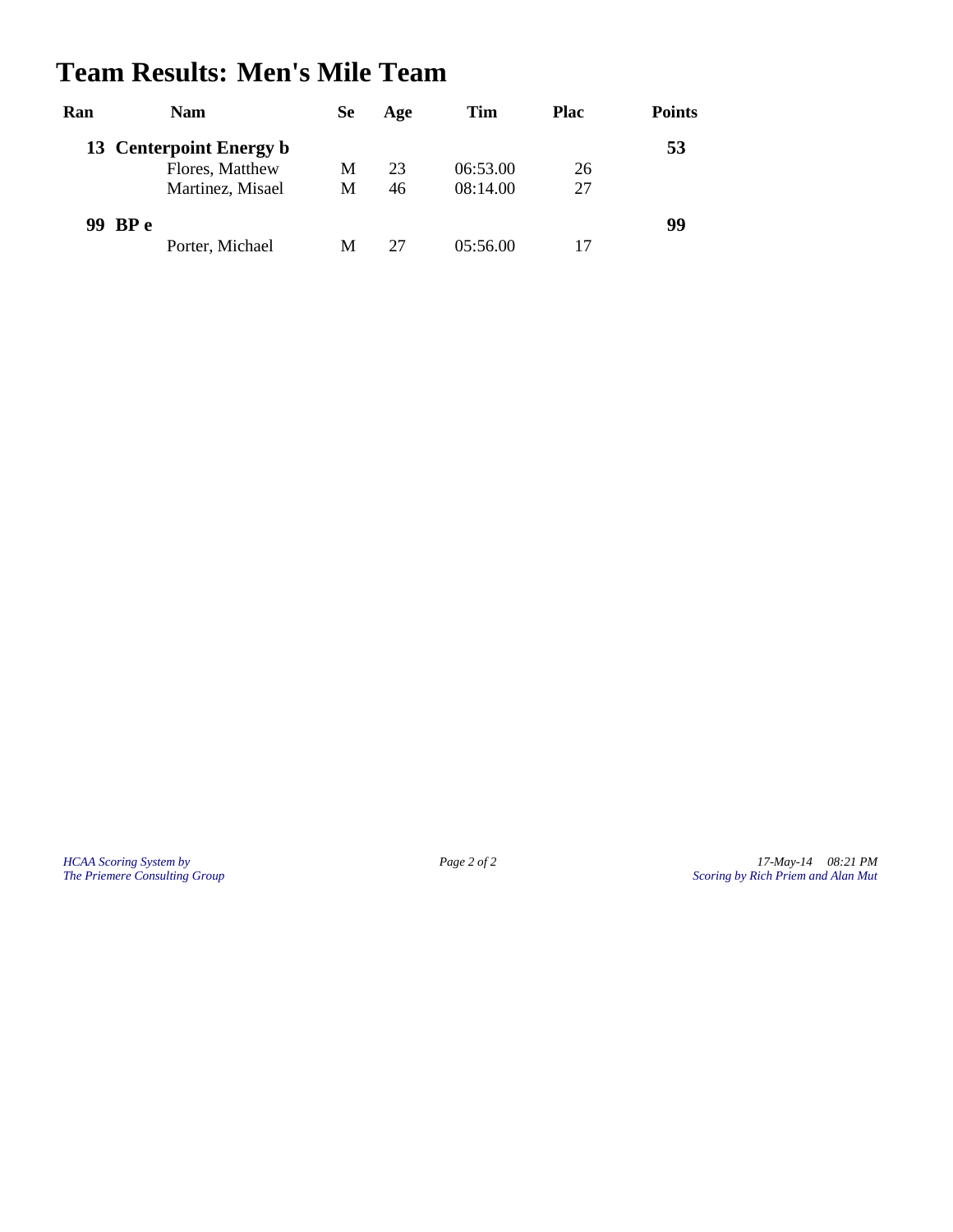# Team Results: Men's Mile Team

| Ran | Nam | Se | Age | Tim | Plac | Points |
|---|---|---|---|---|---|---|
| **13** | **Centerpoint Energy b** | | | | | **53** |
| | Flores, Matthew | M | 23 | 06:53.00 | 26 | |
| | Martinez, Misael | M | 46 | 08:14.00 | 27 | |
| **99** | **BP e** | | | | | **99** |
| | Porter, Michael | M | 27 | 05:56.00 | 17 | |

*HCAA Scoring System by*
*The Priemere Consulting Group*

*17-May-14 08:21 PM*
*Scoring by Rich Priem and Alan Mut*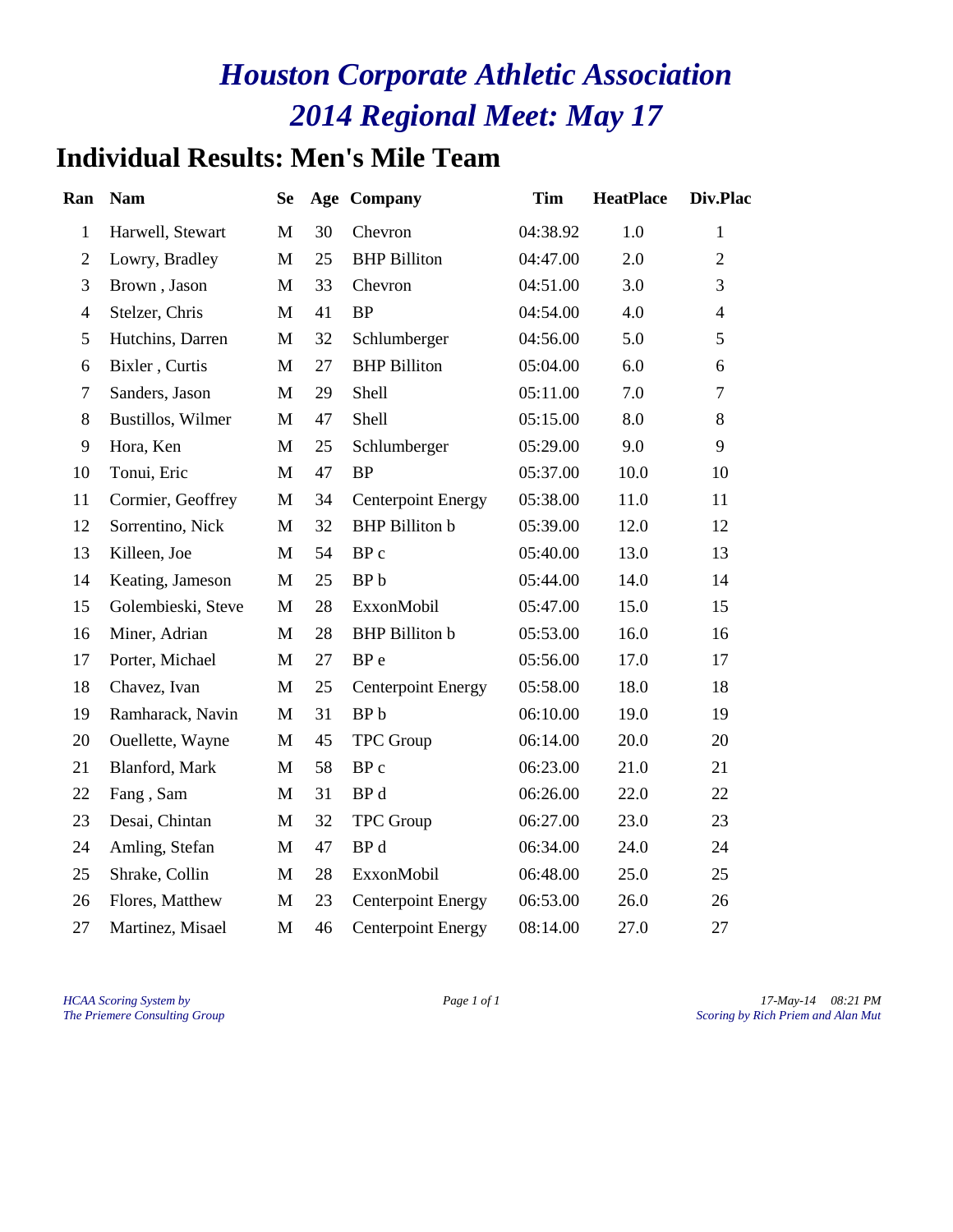# *Houston Corporate Athletic Association*
# *2014 Regional Meet: May 17*

## Individual Results: Men's Mile Team

| Ran | Nam | Se | Age | Company | Tim | HeatPlace | Div.Plac |
|---|---|---|---|---|---|---|---|
| 1 | Harwell, Stewart | M | 30 | Chevron | 04:38.92 | 1.0 | 1 |
| 2 | Lowry, Bradley | M | 25 | BHP Billiton | 04:47.00 | 2.0 | 2 |
| 3 | Brown , Jason | M | 33 | Chevron | 04:51.00 | 3.0 | 3 |
| 4 | Stelzer, Chris | M | 41 | BP | 04:54.00 | 4.0 | 4 |
| 5 | Hutchins, Darren | M | 32 | Schlumberger | 04:56.00 | 5.0 | 5 |
| 6 | Bixler , Curtis | M | 27 | BHP Billiton | 05:04.00 | 6.0 | 6 |
| 7 | Sanders, Jason | M | 29 | Shell | 05:11.00 | 7.0 | 7 |
| 8 | Bustillos, Wilmer | M | 47 | Shell | 05:15.00 | 8.0 | 8 |
| 9 | Hora, Ken | M | 25 | Schlumberger | 05:29.00 | 9.0 | 9 |
| 10 | Tonui, Eric | M | 47 | BP | 05:37.00 | 10.0 | 10 |
| 11 | Cormier, Geoffrey | M | 34 | Centerpoint Energy | 05:38.00 | 11.0 | 11 |
| 12 | Sorrentino, Nick | M | 32 | BHP Billiton b | 05:39.00 | 12.0 | 12 |
| 13 | Killeen, Joe | M | 54 | BP c | 05:40.00 | 13.0 | 13 |
| 14 | Keating, Jameson | M | 25 | BP b | 05:44.00 | 14.0 | 14 |
| 15 | Golembieski, Steve | M | 28 | ExxonMobil | 05:47.00 | 15.0 | 15 |
| 16 | Miner, Adrian | M | 28 | BHP Billiton b | 05:53.00 | 16.0 | 16 |
| 17 | Porter, Michael | M | 27 | BP e | 05:56.00 | 17.0 | 17 |
| 18 | Chavez, Ivan | M | 25 | Centerpoint Energy | 05:58.00 | 18.0 | 18 |
| 19 | Ramharack, Navin | M | 31 | BP b | 06:10.00 | 19.0 | 19 |
| 20 | Ouellette, Wayne | M | 45 | TPC Group | 06:14.00 | 20.0 | 20 |
| 21 | Blanford, Mark | M | 58 | BP c | 06:23.00 | 21.0 | 21 |
| 22 | Fang , Sam | M | 31 | BP d | 06:26.00 | 22.0 | 22 |
| 23 | Desai, Chintan | M | 32 | TPC Group | 06:27.00 | 23.0 | 23 |
| 24 | Amling, Stefan | M | 47 | BP d | 06:34.00 | 24.0 | 24 |
| 25 | Shrake, Collin | M | 28 | ExxonMobil | 06:48.00 | 25.0 | 25 |
| 26 | Flores, Matthew | M | 23 | Centerpoint Energy | 06:53.00 | 26.0 | 26 |
| 27 | Martinez, Misael | M | 46 | Centerpoint Energy | 08:14.00 | 27.0 | 27 |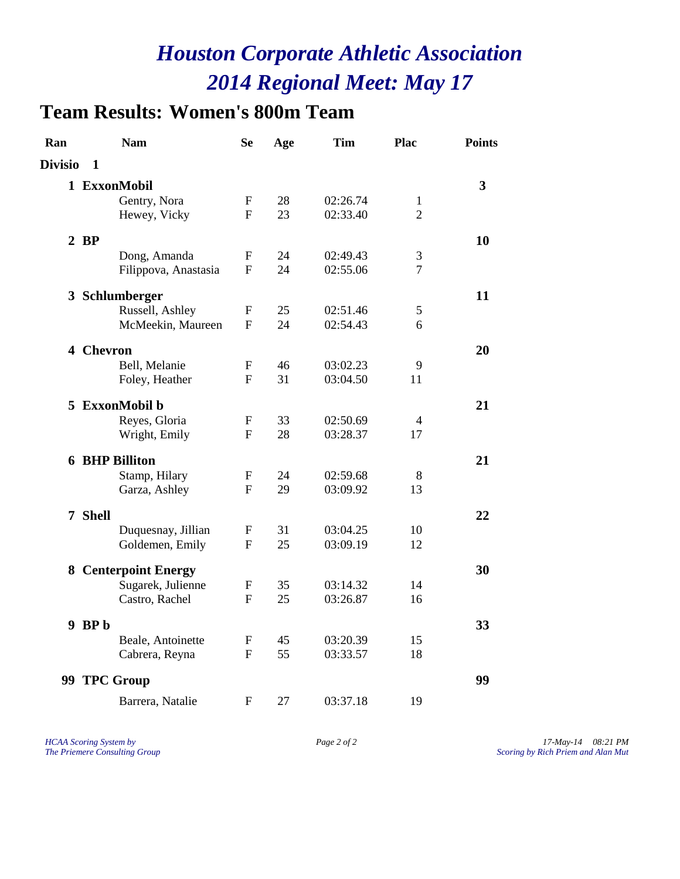# Houston Corporate Athletic Association

# 2014 Regional Meet: May 17

## Team Results: Women's 800m Team

| Ran | Nam | Se | Age | Tim | Plac | Points |
|---|---|---|---|---|---|---|
| **Divisio 1** | | | | | | |
| **1** | **ExxonMobil** | | | | | **3** |
| | Gentry, Nora | F | 28 | 02:26.74 | 1 | |
| | Hewey, Vicky | F | 23 | 02:33.40 | 2 | |
| **2** | **BP** | | | | | **10** |
| | Dong, Amanda | F | 24 | 02:49.43 | 3 | |
| | Filippova, Anastasia | F | 24 | 02:55.06 | 7 | |
| **3** | **Schlumberger** | | | | | **11** |
| | Russell, Ashley | F | 25 | 02:51.46 | 5 | |
| | McMeekin, Maureen | F | 24 | 02:54.43 | 6 | |
| **4** | **Chevron** | | | | | **20** |
| | Bell, Melanie | F | 46 | 03:02.23 | 9 | |
| | Foley, Heather | F | 31 | 03:04.50 | 11 | |
| **5** | **ExxonMobil b** | | | | | **21** |
| | Reyes, Gloria | F | 33 | 02:50.69 | 4 | |
| | Wright, Emily | F | 28 | 03:28.37 | 17 | |
| **6** | **BHP Billiton** | | | | | **21** |
| | Stamp, Hilary | F | 24 | 02:59.68 | 8 | |
| | Garza, Ashley | F | 29 | 03:09.92 | 13 | |
| **7** | **Shell** | | | | | **22** |
| | Duquesnay, Jillian | F | 31 | 03:04.25 | 10 | |
| | Goldemen, Emily | F | 25 | 03:09.19 | 12 | |
| **8** | **Centerpoint Energy** | | | | | **30** |
| | Sugarek, Julienne | F | 35 | 03:14.32 | 14 | |
| | Castro, Rachel | F | 25 | 03:26.87 | 16 | |
| **9** | **BP b** | | | | | **33** |
| | Beale, Antoinette | F | 45 | 03:20.39 | 15 | |
| | Cabrera, Reyna | F | 55 | 03:33.57 | 18 | |
| **99** | **TPC Group** | | | | | **99** |
| | Barrera, Natalie | F | 27 | 03:37.18 | 19 | |

*HCAA Scoring System by The Priemere Consulting Group*

*17-May-14 08:21 PM Scoring by Rich Priem and Alan Mut*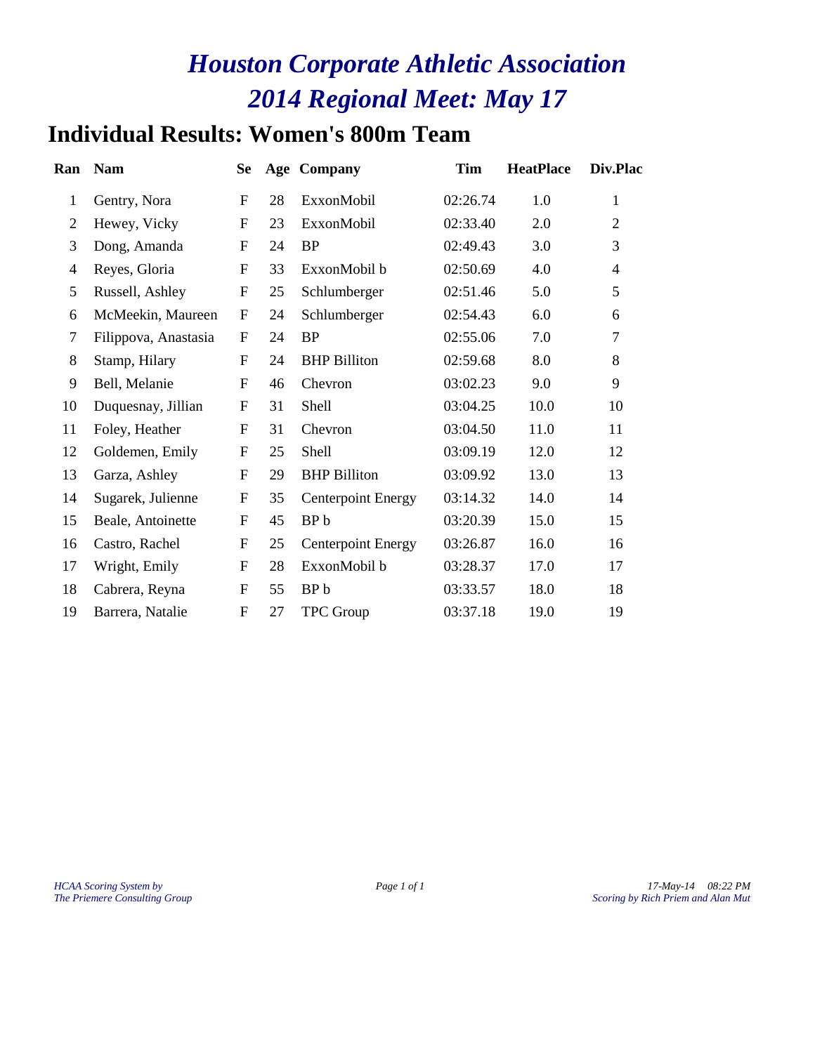# *Houston Corporate Athletic Association*
# *2014 Regional Meet: May 17*

## Individual Results: Women's 800m Team

| Ran | Nam | Se | Age | Company | Tim | HeatPlace | Div.Plac |
|---|---|---|---|---|---|---|---|
| 1 | Gentry, Nora | F | 28 | ExxonMobil | 02:26.74 | 1.0 | 1 |
| 2 | Hewey, Vicky | F | 23 | ExxonMobil | 02:33.40 | 2.0 | 2 |
| 3 | Dong, Amanda | F | 24 | BP | 02:49.43 | 3.0 | 3 |
| 4 | Reyes, Gloria | F | 33 | ExxonMobil b | 02:50.69 | 4.0 | 4 |
| 5 | Russell, Ashley | F | 25 | Schlumberger | 02:51.46 | 5.0 | 5 |
| 6 | McMeekin, Maureen | F | 24 | Schlumberger | 02:54.43 | 6.0 | 6 |
| 7 | Filippova, Anastasia | F | 24 | BP | 02:55.06 | 7.0 | 7 |
| 8 | Stamp, Hilary | F | 24 | BHP Billiton | 02:59.68 | 8.0 | 8 |
| 9 | Bell, Melanie | F | 46 | Chevron | 03:02.23 | 9.0 | 9 |
| 10 | Duquesnay, Jillian | F | 31 | Shell | 03:04.25 | 10.0 | 10 |
| 11 | Foley, Heather | F | 31 | Chevron | 03:04.50 | 11.0 | 11 |
| 12 | Goldemen, Emily | F | 25 | Shell | 03:09.19 | 12.0 | 12 |
| 13 | Garza, Ashley | F | 29 | BHP Billiton | 03:09.92 | 13.0 | 13 |
| 14 | Sugarek, Julienne | F | 35 | Centerpoint Energy | 03:14.32 | 14.0 | 14 |
| 15 | Beale, Antoinette | F | 45 | BP b | 03:20.39 | 15.0 | 15 |
| 16 | Castro, Rachel | F | 25 | Centerpoint Energy | 03:26.87 | 16.0 | 16 |
| 17 | Wright, Emily | F | 28 | ExxonMobil b | 03:28.37 | 17.0 | 17 |
| 18 | Cabrera, Reyna | F | 55 | BP b | 03:33.57 | 18.0 | 18 |
| 19 | Barrera, Natalie | F | 27 | TPC Group | 03:37.18 | 19.0 | 19 |

*HCAA Scoring System by*
*The Priemere Consulting Group*

*17-May-14 08:22 PM*
*Scoring by Rich Priem and Alan Mut*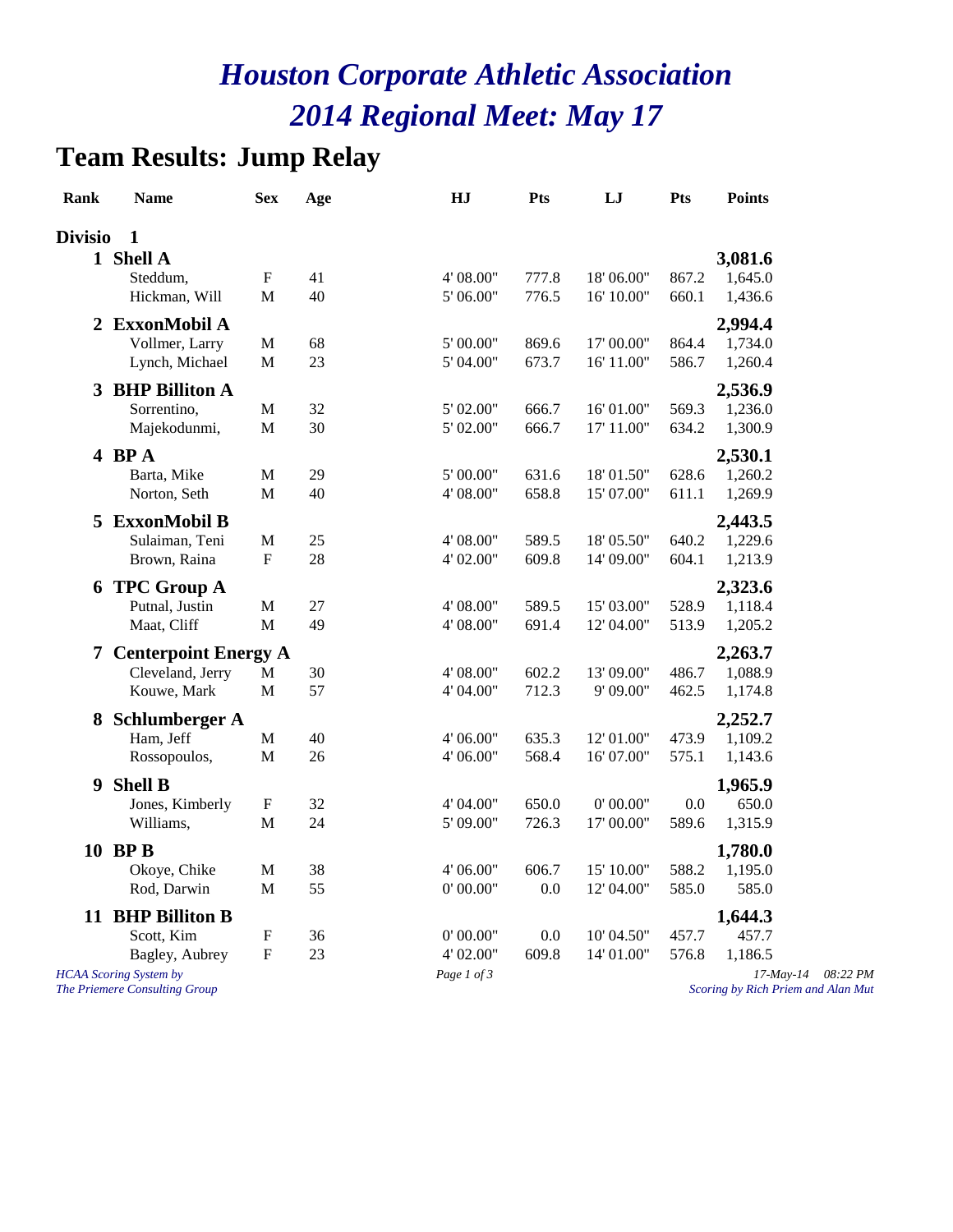# Houston Corporate Athletic Association
# 2014 Regional Meet: May 17

## Team Results: Jump Relay

| Rank | Name | Sex | Age | HJ | Pts | LJ | Pts | Points |
|---|---|---|---|---|---|---|---|---|
| **Divisio 1** | | | | | | | | |
| **1** | **Shell A** | | | | | | | **3,081.6** |
| | Steddum, | F | 41 | 4' 08.00" | 777.8 | 18' 06.00" | 867.2 | 1,645.0 |
| | Hickman, Will | M | 40 | 5' 06.00" | 776.5 | 16' 10.00" | 660.1 | 1,436.6 |
| **2** | **ExxonMobil A** | | | | | | | **2,994.4** |
| | Vollmer, Larry | M | 68 | 5' 00.00" | 869.6 | 17' 00.00" | 864.4 | 1,734.0 |
| | Lynch, Michael | M | 23 | 5' 04.00" | 673.7 | 16' 11.00" | 586.7 | 1,260.4 |
| **3** | **BHP Billiton A** | | | | | | | **2,536.9** |
| | Sorrentino, | M | 32 | 5' 02.00" | 666.7 | 16' 01.00" | 569.3 | 1,236.0 |
| | Majekodunmi, | M | 30 | 5' 02.00" | 666.7 | 17' 11.00" | 634.2 | 1,300.9 |
| **4** | **BP A** | | | | | | | **2,530.1** |
| | Barta, Mike | M | 29 | 5' 00.00" | 631.6 | 18' 01.50" | 628.6 | 1,260.2 |
| | Norton, Seth | M | 40 | 4' 08.00" | 658.8 | 15' 07.00" | 611.1 | 1,269.9 |
| **5** | **ExxonMobil B** | | | | | | | **2,443.5** |
| | Sulaiman, Teni | M | 25 | 4' 08.00" | 589.5 | 18' 05.50" | 640.2 | 1,229.6 |
| | Brown, Raina | F | 28 | 4' 02.00" | 609.8 | 14' 09.00" | 604.1 | 1,213.9 |
| **6** | **TPC Group A** | | | | | | | **2,323.6** |
| | Putnal, Justin | M | 27 | 4' 08.00" | 589.5 | 15' 03.00" | 528.9 | 1,118.4 |
| | Maat, Cliff | M | 49 | 4' 08.00" | 691.4 | 12' 04.00" | 513.9 | 1,205.2 |
| **7** | **Centerpoint Energy A** | | | | | | | **2,263.7** |
| | Cleveland, Jerry | M | 30 | 4' 08.00" | 602.2 | 13' 09.00" | 486.7 | 1,088.9 |
| | Kouwe, Mark | M | 57 | 4' 04.00" | 712.3 | 9' 09.00" | 462.5 | 1,174.8 |
| **8** | **Schlumberger A** | | | | | | | **2,252.7** |
| | Ham, Jeff | M | 40 | 4' 06.00" | 635.3 | 12' 01.00" | 473.9 | 1,109.2 |
| | Rossopoulos, | M | 26 | 4' 06.00" | 568.4 | 16' 07.00" | 575.1 | 1,143.6 |
| **9** | **Shell B** | | | | | | | **1,965.9** |
| | Jones, Kimberly | F | 32 | 4' 04.00" | 650.0 | 0' 00.00" | 0.0 | 650.0 |
| | Williams, | M | 24 | 5' 09.00" | 726.3 | 17' 00.00" | 589.6 | 1,315.9 |
| **10** | **BP B** | | | | | | | **1,780.0** |
| | Okoye, Chike | M | 38 | 4' 06.00" | 606.7 | 15' 10.00" | 588.2 | 1,195.0 |
| | Rod, Darwin | M | 55 | 0' 00.00" | 0.0 | 12' 04.00" | 585.0 | 585.0 |
| **11** | **BHP Billiton B** | | | | | | | **1,644.3** |
| | Scott, Kim | F | 36 | 0' 00.00" | 0.0 | 10' 04.50" | 457.7 | 457.7 |
| | Bagley, Aubrey | F | 23 | 4' 02.00" | 609.8 | 14' 01.00" | 576.8 | 1,186.5 |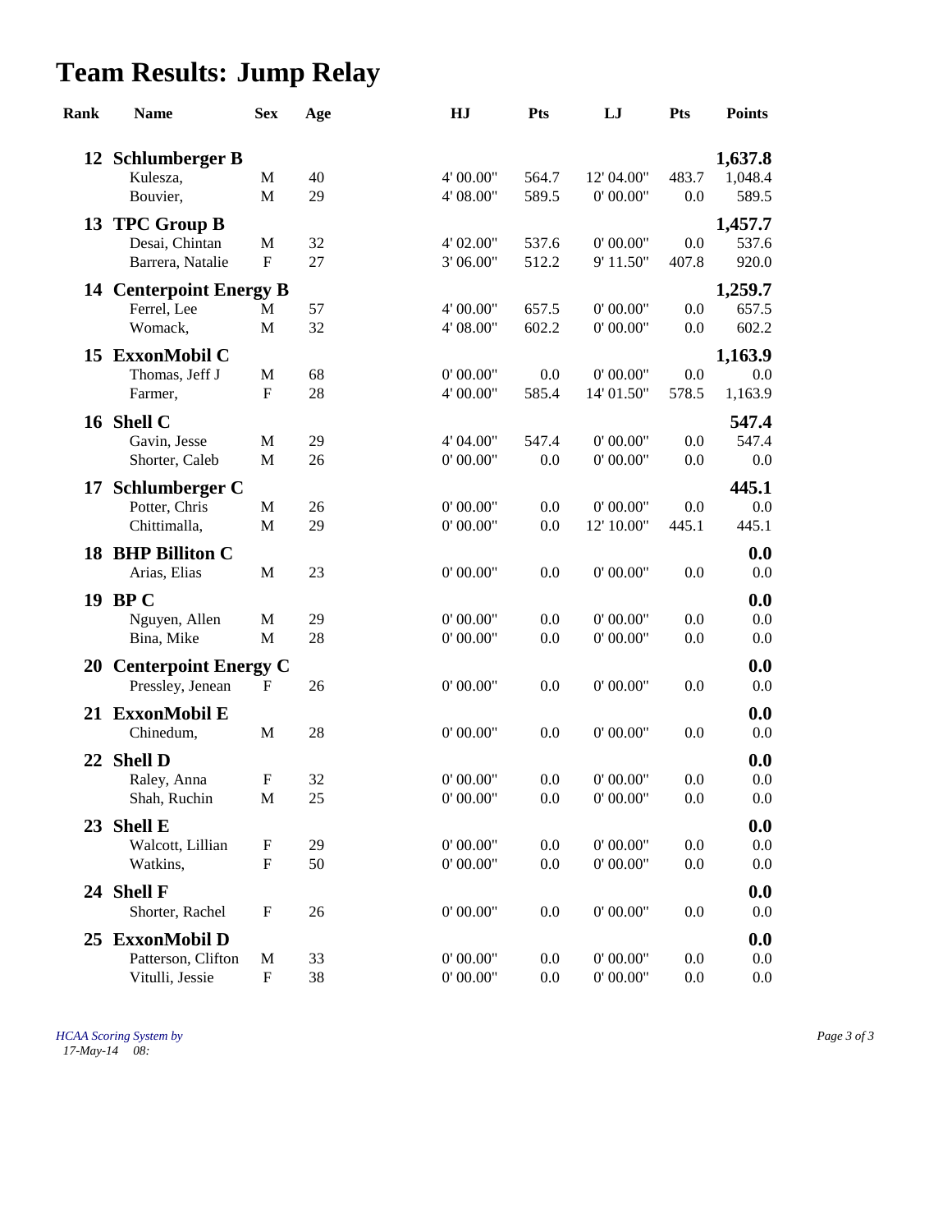# Team Results: Jump Relay

| Rank | Name | Sex | Age | HJ | Pts | LJ | Pts | Points |
|---|---|---|---|---|---|---|---|---|
| **12** | **Schlumberger B** | | | | | | | **1,637.8** |
| | Kulesza, | M | 40 | 4' 00.00" | 564.7 | 12' 04.00" | 483.7 | 1,048.4 |
| | Bouvier, | M | 29 | 4' 08.00" | 589.5 | 0' 00.00" | 0.0 | 589.5 |
| **13** | **TPC Group B** | | | | | | | **1,457.7** |
| | Desai, Chintan | M | 32 | 4' 02.00" | 537.6 | 0' 00.00" | 0.0 | 537.6 |
| | Barrera, Natalie | F | 27 | 3' 06.00" | 512.2 | 9' 11.50" | 407.8 | 920.0 |
| **14** | **Centerpoint Energy B** | | | | | | | **1,259.7** |
| | Ferrel, Lee | M | 57 | 4' 00.00" | 657.5 | 0' 00.00" | 0.0 | 657.5 |
| | Womack, | M | 32 | 4' 08.00" | 602.2 | 0' 00.00" | 0.0 | 602.2 |
| **15** | **ExxonMobil C** | | | | | | | **1,163.9** |
| | Thomas, Jeff J | M | 68 | 0' 00.00" | 0.0 | 0' 00.00" | 0.0 | 0.0 |
| | Farmer, | F | 28 | 4' 00.00" | 585.4 | 14' 01.50" | 578.5 | 1,163.9 |
| **16** | **Shell C** | | | | | | | **547.4** |
| | Gavin, Jesse | M | 29 | 4' 04.00" | 547.4 | 0' 00.00" | 0.0 | 547.4 |
| | Shorter, Caleb | M | 26 | 0' 00.00" | 0.0 | 0' 00.00" | 0.0 | 0.0 |
| **17** | **Schlumberger C** | | | | | | | **445.1** |
| | Potter, Chris | M | 26 | 0' 00.00" | 0.0 | 0' 00.00" | 0.0 | 0.0 |
| | Chittimalla, | M | 29 | 0' 00.00" | 0.0 | 12' 10.00" | 445.1 | 445.1 |
| **18** | **BHP Billiton C** | | | | | | | **0.0** |
| | Arias, Elias | M | 23 | 0' 00.00" | 0.0 | 0' 00.00" | 0.0 | 0.0 |
| **19** | **BP C** | | | | | | | **0.0** |
| | Nguyen, Allen | M | 29 | 0' 00.00" | 0.0 | 0' 00.00" | 0.0 | 0.0 |
| | Bina, Mike | M | 28 | 0' 00.00" | 0.0 | 0' 00.00" | 0.0 | 0.0 |
| **20** | **Centerpoint Energy C** | | | | | | | **0.0** |
| | Pressley, Jenean | F | 26 | 0' 00.00" | 0.0 | 0' 00.00" | 0.0 | 0.0 |
| **21** | **ExxonMobil E** | | | | | | | **0.0** |
| | Chinedum, | M | 28 | 0' 00.00" | 0.0 | 0' 00.00" | 0.0 | 0.0 |
| **22** | **Shell D** | | | | | | | **0.0** |
| | Raley, Anna | F | 32 | 0' 00.00" | 0.0 | 0' 00.00" | 0.0 | 0.0 |
| | Shah, Ruchin | M | 25 | 0' 00.00" | 0.0 | 0' 00.00" | 0.0 | 0.0 |
| **23** | **Shell E** | | | | | | | **0.0** |
| | Walcott, Lillian | F | 29 | 0' 00.00" | 0.0 | 0' 00.00" | 0.0 | 0.0 |
| | Watkins, | F | 50 | 0' 00.00" | 0.0 | 0' 00.00" | 0.0 | 0.0 |
| **24** | **Shell F** | | | | | | | **0.0** |
| | Shorter, Rachel | F | 26 | 0' 00.00" | 0.0 | 0' 00.00" | 0.0 | 0.0 |
| **25** | **ExxonMobil D** | | | | | | | **0.0** |
| | Patterson, Clifton | M | 33 | 0' 00.00" | 0.0 | 0' 00.00" | 0.0 | 0.0 |
| | Vitulli, Jessie | F | 38 | 0' 00.00" | 0.0 | 0' 00.00" | 0.0 | 0.0 |

*HCAA Scoring System by*
*17-May-14 08:*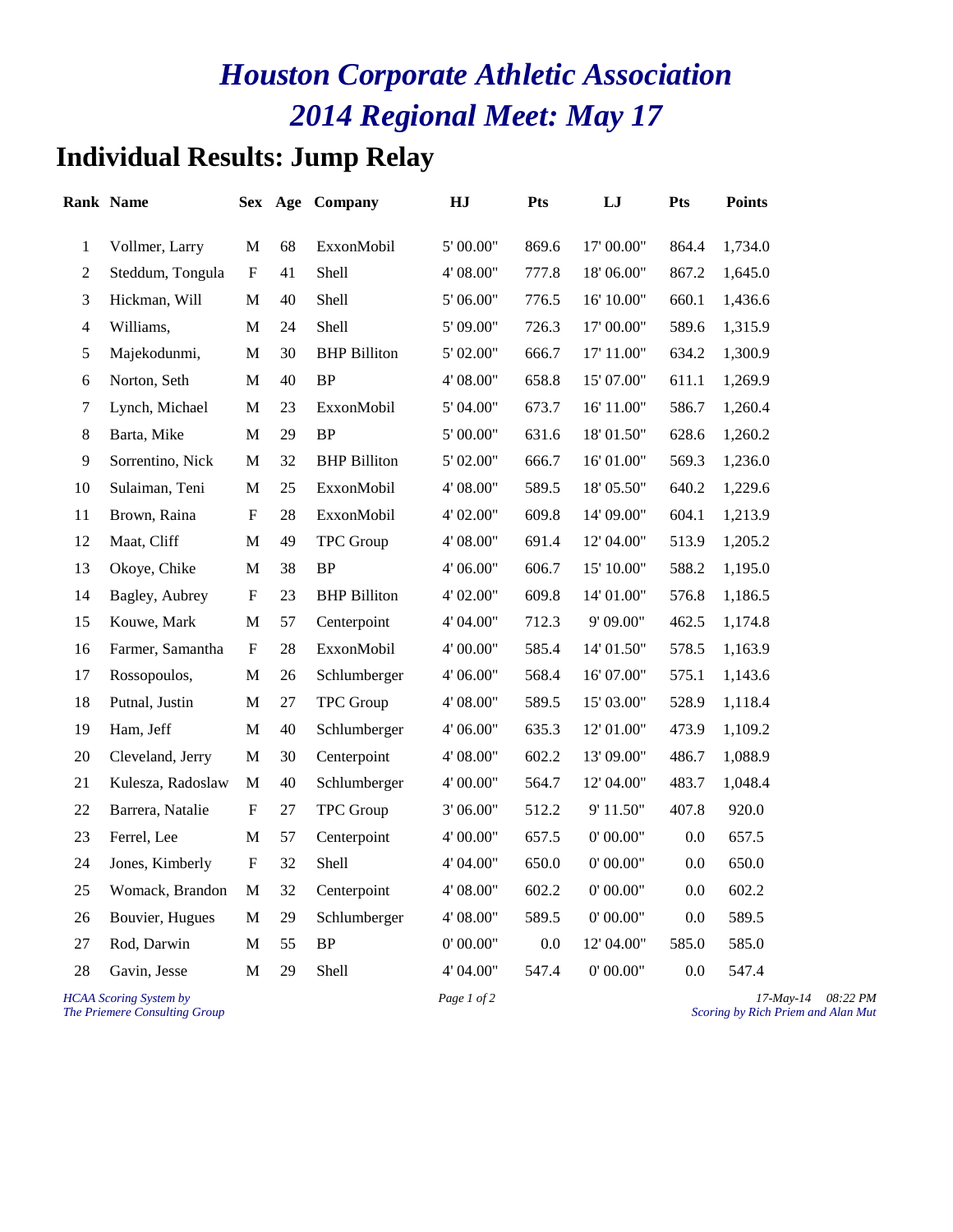# Houston Corporate Athletic Association
# 2014 Regional Meet: May 17

## Individual Results: Jump Relay

| Rank | Name | Sex | Age | Company | HJ | Pts | LJ | Pts | Points |
|---|---|---|---|---|---|---|---|---|---|
| 1 | Vollmer, Larry | M | 68 | ExxonMobil | 5' 00.00" | 869.6 | 17' 00.00" | 864.4 | 1,734.0 |
| 2 | Steddum, Tongula | F | 41 | Shell | 4' 08.00" | 777.8 | 18' 06.00" | 867.2 | 1,645.0 |
| 3 | Hickman, Will | M | 40 | Shell | 5' 06.00" | 776.5 | 16' 10.00" | 660.1 | 1,436.6 |
| 4 | Williams, | M | 24 | Shell | 5' 09.00" | 726.3 | 17' 00.00" | 589.6 | 1,315.9 |
| 5 | Majekodunmi, | M | 30 | BHP Billiton | 5' 02.00" | 666.7 | 17' 11.00" | 634.2 | 1,300.9 |
| 6 | Norton, Seth | M | 40 | BP | 4' 08.00" | 658.8 | 15' 07.00" | 611.1 | 1,269.9 |
| 7 | Lynch, Michael | M | 23 | ExxonMobil | 5' 04.00" | 673.7 | 16' 11.00" | 586.7 | 1,260.4 |
| 8 | Barta, Mike | M | 29 | BP | 5' 00.00" | 631.6 | 18' 01.50" | 628.6 | 1,260.2 |
| 9 | Sorrentino, Nick | M | 32 | BHP Billiton | 5' 02.00" | 666.7 | 16' 01.00" | 569.3 | 1,236.0 |
| 10 | Sulaiman, Teni | M | 25 | ExxonMobil | 4' 08.00" | 589.5 | 18' 05.50" | 640.2 | 1,229.6 |
| 11 | Brown, Raina | F | 28 | ExxonMobil | 4' 02.00" | 609.8 | 14' 09.00" | 604.1 | 1,213.9 |
| 12 | Maat, Cliff | M | 49 | TPC Group | 4' 08.00" | 691.4 | 12' 04.00" | 513.9 | 1,205.2 |
| 13 | Okoye, Chike | M | 38 | BP | 4' 06.00" | 606.7 | 15' 10.00" | 588.2 | 1,195.0 |
| 14 | Bagley, Aubrey | F | 23 | BHP Billiton | 4' 02.00" | 609.8 | 14' 01.00" | 576.8 | 1,186.5 |
| 15 | Kouwe, Mark | M | 57 | Centerpoint | 4' 04.00" | 712.3 | 9' 09.00" | 462.5 | 1,174.8 |
| 16 | Farmer, Samantha | F | 28 | ExxonMobil | 4' 00.00" | 585.4 | 14' 01.50" | 578.5 | 1,163.9 |
| 17 | Rossopoulos, | M | 26 | Schlumberger | 4' 06.00" | 568.4 | 16' 07.00" | 575.1 | 1,143.6 |
| 18 | Putnal, Justin | M | 27 | TPC Group | 4' 08.00" | 589.5 | 15' 03.00" | 528.9 | 1,118.4 |
| 19 | Ham, Jeff | M | 40 | Schlumberger | 4' 06.00" | 635.3 | 12' 01.00" | 473.9 | 1,109.2 |
| 20 | Cleveland, Jerry | M | 30 | Centerpoint | 4' 08.00" | 602.2 | 13' 09.00" | 486.7 | 1,088.9 |
| 21 | Kulesza, Radoslaw | M | 40 | Schlumberger | 4' 00.00" | 564.7 | 12' 04.00" | 483.7 | 1,048.4 |
| 22 | Barrera, Natalie | F | 27 | TPC Group | 3' 06.00" | 512.2 | 9' 11.50" | 407.8 | 920.0 |
| 23 | Ferrel, Lee | M | 57 | Centerpoint | 4' 00.00" | 657.5 | 0' 00.00" | 0.0 | 657.5 |
| 24 | Jones, Kimberly | F | 32 | Shell | 4' 04.00" | 650.0 | 0' 00.00" | 0.0 | 650.0 |
| 25 | Womack, Brandon | M | 32 | Centerpoint | 4' 08.00" | 602.2 | 0' 00.00" | 0.0 | 602.2 |
| 26 | Bouvier, Hugues | M | 29 | Schlumberger | 4' 08.00" | 589.5 | 0' 00.00" | 0.0 | 589.5 |
| 27 | Rod, Darwin | M | 55 | BP | 0' 00.00" | 0.0 | 12' 04.00" | 585.0 | 585.0 |
| 28 | Gavin, Jesse | M | 29 | Shell | 4' 04.00" | 547.4 | 0' 00.00" | 0.0 | 547.4 |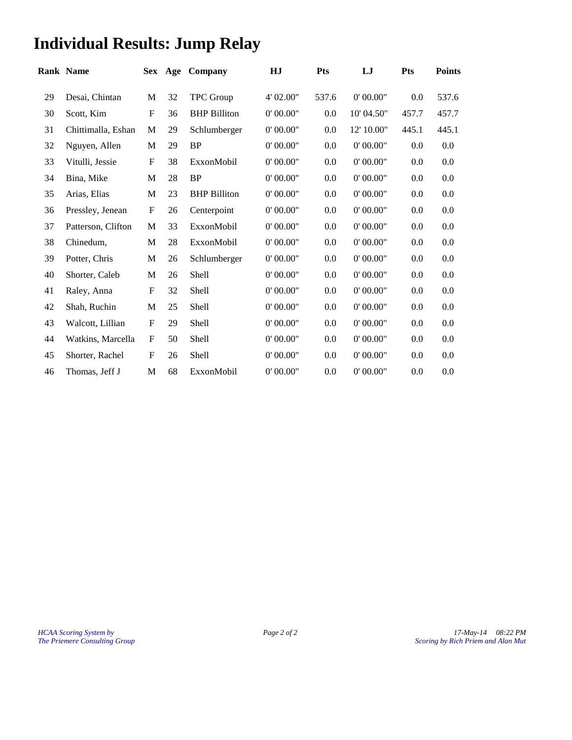# Individual Results: Jump Relay

| Rank | Name | Sex | Age | Company | HJ | Pts | LJ | Pts | Points |
|---|---|---|---|---|---|---|---|---|---|
| 29 | Desai, Chintan | M | 32 | TPC Group | 4' 02.00" | 537.6 | 0' 00.00" | 0.0 | 537.6 |
| 30 | Scott, Kim | F | 36 | BHP Billiton | 0' 00.00" | 0.0 | 10' 04.50" | 457.7 | 457.7 |
| 31 | Chittimalla, Eshan | M | 29 | Schlumberger | 0' 00.00" | 0.0 | 12' 10.00" | 445.1 | 445.1 |
| 32 | Nguyen, Allen | M | 29 | BP | 0' 00.00" | 0.0 | 0' 00.00" | 0.0 | 0.0 |
| 33 | Vitulli, Jessie | F | 38 | ExxonMobil | 0' 00.00" | 0.0 | 0' 00.00" | 0.0 | 0.0 |
| 34 | Bina, Mike | M | 28 | BP | 0' 00.00" | 0.0 | 0' 00.00" | 0.0 | 0.0 |
| 35 | Arias, Elias | M | 23 | BHP Billiton | 0' 00.00" | 0.0 | 0' 00.00" | 0.0 | 0.0 |
| 36 | Pressley, Jenean | F | 26 | Centerpoint | 0' 00.00" | 0.0 | 0' 00.00" | 0.0 | 0.0 |
| 37 | Patterson, Clifton | M | 33 | ExxonMobil | 0' 00.00" | 0.0 | 0' 00.00" | 0.0 | 0.0 |
| 38 | Chinedum, | M | 28 | ExxonMobil | 0' 00.00" | 0.0 | 0' 00.00" | 0.0 | 0.0 |
| 39 | Potter, Chris | M | 26 | Schlumberger | 0' 00.00" | 0.0 | 0' 00.00" | 0.0 | 0.0 |
| 40 | Shorter, Caleb | M | 26 | Shell | 0' 00.00" | 0.0 | 0' 00.00" | 0.0 | 0.0 |
| 41 | Raley, Anna | F | 32 | Shell | 0' 00.00" | 0.0 | 0' 00.00" | 0.0 | 0.0 |
| 42 | Shah, Ruchin | M | 25 | Shell | 0' 00.00" | 0.0 | 0' 00.00" | 0.0 | 0.0 |
| 43 | Walcott, Lillian | F | 29 | Shell | 0' 00.00" | 0.0 | 0' 00.00" | 0.0 | 0.0 |
| 44 | Watkins, Marcella | F | 50 | Shell | 0' 00.00" | 0.0 | 0' 00.00" | 0.0 | 0.0 |
| 45 | Shorter, Rachel | F | 26 | Shell | 0' 00.00" | 0.0 | 0' 00.00" | 0.0 | 0.0 |
| 46 | Thomas, Jeff J | M | 68 | ExxonMobil | 0' 00.00" | 0.0 | 0' 00.00" | 0.0 | 0.0 |

*HCAA Scoring System by*
*The Priemere Consulting Group*

*17-May-14 08:22 PM*
*Scoring by Rich Priem and Alan Mut*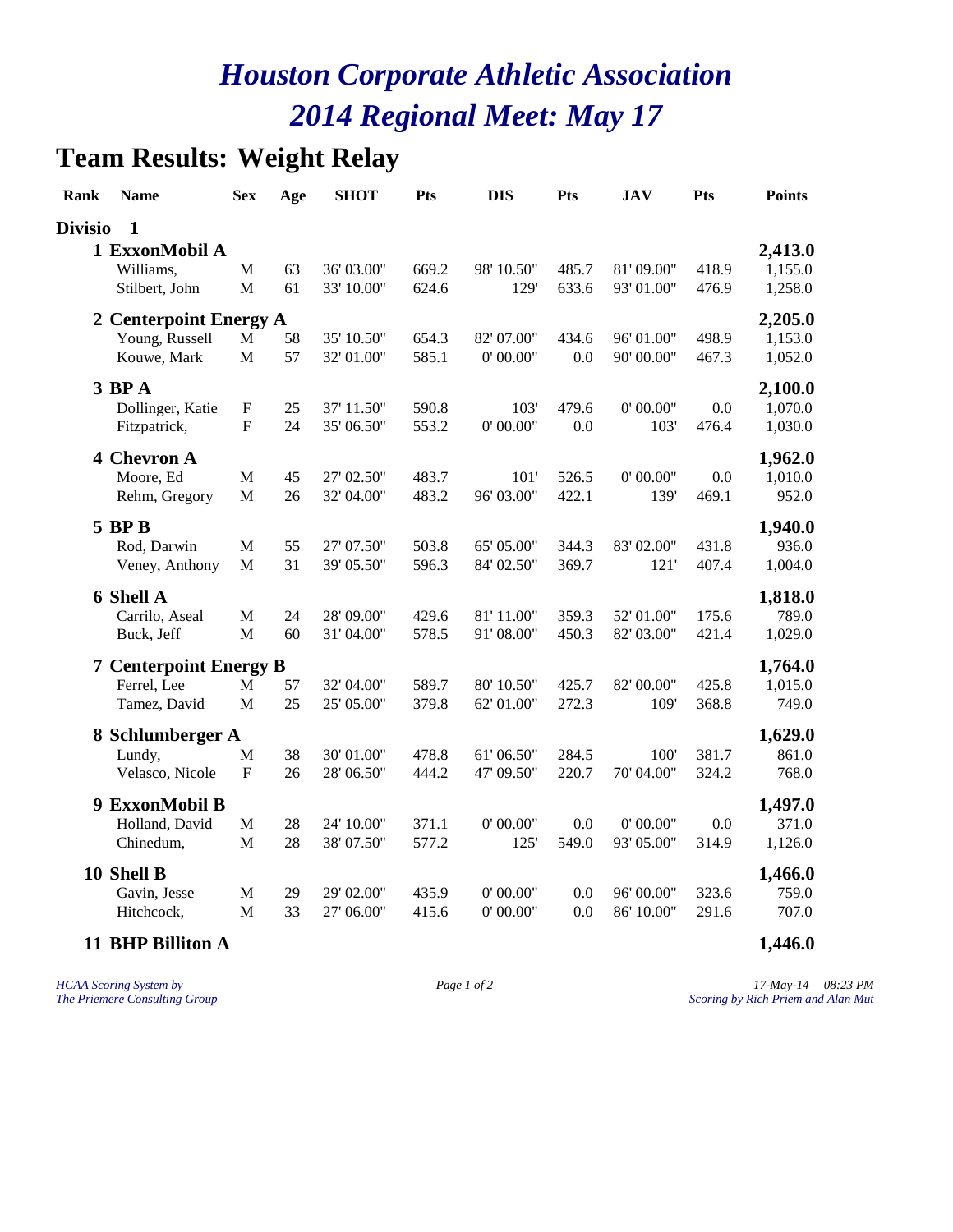# Houston Corporate Athletic Association

# 2014 Regional Meet: May 17

## Team Results: Weight Relay

| Rank | Name | Sex | Age | SHOT | Pts | DIS | Pts | JAV | Pts | Points |
|---|---|---|---|---|---|---|---|---|---|---|
| **Divisio 1** | | | | | | | | | | |
| **1** | **ExxonMobil A** | | | | | | | | | **2,413.0** |
| | Williams, | M | 63 | 36' 03.00" | 669.2 | 98' 10.50" | 485.7 | 81' 09.00" | 418.9 | 1,155.0 |
| | Stilbert, John | M | 61 | 33' 10.00" | 624.6 | 129' | 633.6 | 93' 01.00" | 476.9 | 1,258.0 |
| **2** | **Centerpoint Energy A** | | | | | | | | | **2,205.0** |
| | Young, Russell | M | 58 | 35' 10.50" | 654.3 | 82' 07.00" | 434.6 | 96' 01.00" | 498.9 | 1,153.0 |
| | Kouwe, Mark | M | 57 | 32' 01.00" | 585.1 | 0' 00.00" | 0.0 | 90' 00.00" | 467.3 | 1,052.0 |
| **3** | **BP A** | | | | | | | | | **2,100.0** |
| | Dollinger, Katie | F | 25 | 37' 11.50" | 590.8 | 103' | 479.6 | 0' 00.00" | 0.0 | 1,070.0 |
| | Fitzpatrick, | F | 24 | 35' 06.50" | 553.2 | 0' 00.00" | 0.0 | 103' | 476.4 | 1,030.0 |
| **4** | **Chevron A** | | | | | | | | | **1,962.0** |
| | Moore, Ed | M | 45 | 27' 02.50" | 483.7 | 101' | 526.5 | 0' 00.00" | 0.0 | 1,010.0 |
| | Rehm, Gregory | M | 26 | 32' 04.00" | 483.2 | 96' 03.00" | 422.1 | 139' | 469.1 | 952.0 |
| **5** | **BP B** | | | | | | | | | **1,940.0** |
| | Rod, Darwin | M | 55 | 27' 07.50" | 503.8 | 65' 05.00" | 344.3 | 83' 02.00" | 431.8 | 936.0 |
| | Veney, Anthony | M | 31 | 39' 05.50" | 596.3 | 84' 02.50" | 369.7 | 121' | 407.4 | 1,004.0 |
| **6** | **Shell A** | | | | | | | | | **1,818.0** |
| | Carrilo, Aseal | M | 24 | 28' 09.00" | 429.6 | 81' 11.00" | 359.3 | 52' 01.00" | 175.6 | 789.0 |
| | Buck, Jeff | M | 60 | 31' 04.00" | 578.5 | 91' 08.00" | 450.3 | 82' 03.00" | 421.4 | 1,029.0 |
| **7** | **Centerpoint Energy B** | | | | | | | | | **1,764.0** |
| | Ferrel, Lee | M | 57 | 32' 04.00" | 589.7 | 80' 10.50" | 425.7 | 82' 00.00" | 425.8 | 1,015.0 |
| | Tamez, David | M | 25 | 25' 05.00" | 379.8 | 62' 01.00" | 272.3 | 109' | 368.8 | 749.0 |
| **8** | **Schlumberger A** | | | | | | | | | **1,629.0** |
| | Lundy, | M | 38 | 30' 01.00" | 478.8 | 61' 06.50" | 284.5 | 100' | 381.7 | 861.0 |
| | Velasco, Nicole | F | 26 | 28' 06.50" | 444.2 | 47' 09.50" | 220.7 | 70' 04.00" | 324.2 | 768.0 |
| **9** | **ExxonMobil B** | | | | | | | | | **1,497.0** |
| | Holland, David | M | 28 | 24' 10.00" | 371.1 | 0' 00.00" | 0.0 | 0' 00.00" | 0.0 | 371.0 |
| | Chinedum, | M | 28 | 38' 07.50" | 577.2 | 125' | 549.0 | 93' 05.00" | 314.9 | 1,126.0 |
| **10** | **Shell B** | | | | | | | | | **1,466.0** |
| | Gavin, Jesse | M | 29 | 29' 02.00" | 435.9 | 0' 00.00" | 0.0 | 96' 00.00" | 323.6 | 759.0 |
| | Hitchcock, | M | 33 | 27' 06.00" | 415.6 | 0' 00.00" | 0.0 | 86' 10.00" | 291.6 | 707.0 |
| **11** | **BHP Billiton A** | | | | | | | | | **1,446.0** |

*HCAA Scoring System by*
*The Priemere Consulting Group*

*17-May-14 08:23 PM*
*Scoring by Rich Priem and Alan Mut*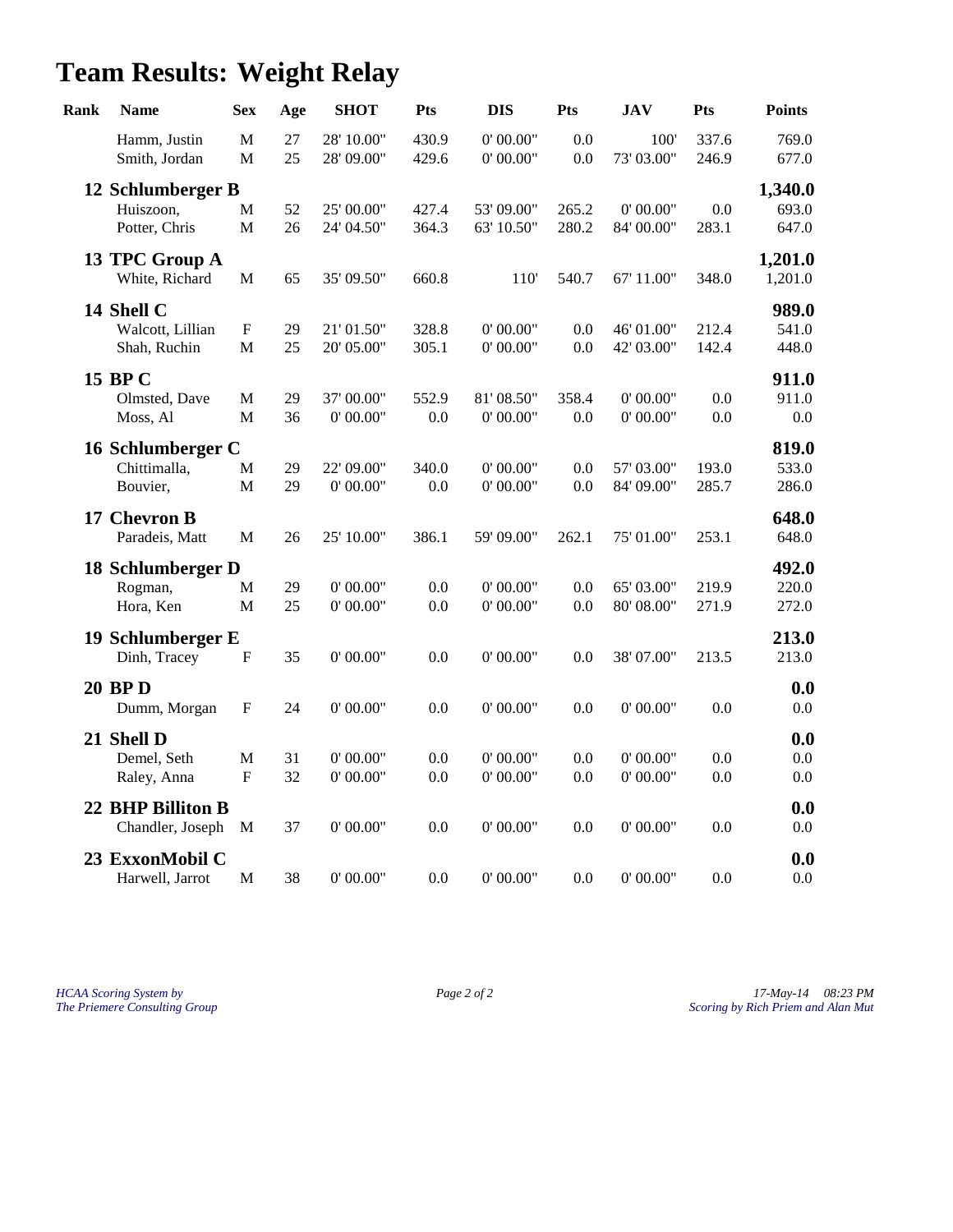# Team Results: Weight Relay

| Rank | Name | Sex | Age | SHOT | Pts | DIS | Pts | JAV | Pts | Points |
|---|---|---|---|---|---|---|---|---|---|---|
| | Hamm, Justin | M | 27 | 28' 10.00" | 430.9 | 0' 00.00" | 0.0 | 100' | 337.6 | 769.0 |
| | Smith, Jordan | M | 25 | 28' 09.00" | 429.6 | 0' 00.00" | 0.0 | 73' 03.00" | 246.9 | 677.0 |
| **12** | **Schlumberger B** | | | | | | | | | **1,340.0** |
| | Huiszoon, | M | 52 | 25' 00.00" | 427.4 | 53' 09.00" | 265.2 | 0' 00.00" | 0.0 | 693.0 |
| | Potter, Chris | M | 26 | 24' 04.50" | 364.3 | 63' 10.50" | 280.2 | 84' 00.00" | 283.1 | 647.0 |
| **13** | **TPC Group A** | | | | | | | | | **1,201.0** |
| | White, Richard | M | 65 | 35' 09.50" | 660.8 | 110' | 540.7 | 67' 11.00" | 348.0 | 1,201.0 |
| **14** | **Shell C** | | | | | | | | | **989.0** |
| | Walcott, Lillian | F | 29 | 21' 01.50" | 328.8 | 0' 00.00" | 0.0 | 46' 01.00" | 212.4 | 541.0 |
| | Shah, Ruchin | M | 25 | 20' 05.00" | 305.1 | 0' 00.00" | 0.0 | 42' 03.00" | 142.4 | 448.0 |
| **15** | **BP C** | | | | | | | | | **911.0** |
| | Olmsted, Dave | M | 29 | 37' 00.00" | 552.9 | 81' 08.50" | 358.4 | 0' 00.00" | 0.0 | 911.0 |
| | Moss, Al | M | 36 | 0' 00.00" | 0.0 | 0' 00.00" | 0.0 | 0' 00.00" | 0.0 | 0.0 |
| **16** | **Schlumberger C** | | | | | | | | | **819.0** |
| | Chittimalla, | M | 29 | 22' 09.00" | 340.0 | 0' 00.00" | 0.0 | 57' 03.00" | 193.0 | 533.0 |
| | Bouvier, | M | 29 | 0' 00.00" | 0.0 | 0' 00.00" | 0.0 | 84' 09.00" | 285.7 | 286.0 |
| **17** | **Chevron B** | | | | | | | | | **648.0** |
| | Paradeis, Matt | M | 26 | 25' 10.00" | 386.1 | 59' 09.00" | 262.1 | 75' 01.00" | 253.1 | 648.0 |
| **18** | **Schlumberger D** | | | | | | | | | **492.0** |
| | Rogman, | M | 29 | 0' 00.00" | 0.0 | 0' 00.00" | 0.0 | 65' 03.00" | 219.9 | 220.0 |
| | Hora, Ken | M | 25 | 0' 00.00" | 0.0 | 0' 00.00" | 0.0 | 80' 08.00" | 271.9 | 272.0 |
| **19** | **Schlumberger E** | | | | | | | | | **213.0** |
| | Dinh, Tracey | F | 35 | 0' 00.00" | 0.0 | 0' 00.00" | 0.0 | 38' 07.00" | 213.5 | 213.0 |
| **20** | **BP D** | | | | | | | | | **0.0** |
| | Dumm, Morgan | F | 24 | 0' 00.00" | 0.0 | 0' 00.00" | 0.0 | 0' 00.00" | 0.0 | 0.0 |
| **21** | **Shell D** | | | | | | | | | **0.0** |
| | Demel, Seth | M | 31 | 0' 00.00" | 0.0 | 0' 00.00" | 0.0 | 0' 00.00" | 0.0 | 0.0 |
| | Raley, Anna | F | 32 | 0' 00.00" | 0.0 | 0' 00.00" | 0.0 | 0' 00.00" | 0.0 | 0.0 |
| **22** | **BHP Billiton B** | | | | | | | | | **0.0** |
| | Chandler, Joseph | M | 37 | 0' 00.00" | 0.0 | 0' 00.00" | 0.0 | 0' 00.00" | 0.0 | 0.0 |
| **23** | **ExxonMobil C** | | | | | | | | | **0.0** |
| | Harwell, Jarrot | M | 38 | 0' 00.00" | 0.0 | 0' 00.00" | 0.0 | 0' 00.00" | 0.0 | 0.0 |

*HCAA Scoring System by*
*The Priemere Consulting Group*

*17-May-14 08:23 PM*
*Scoring by Rich Priem and Alan Mut*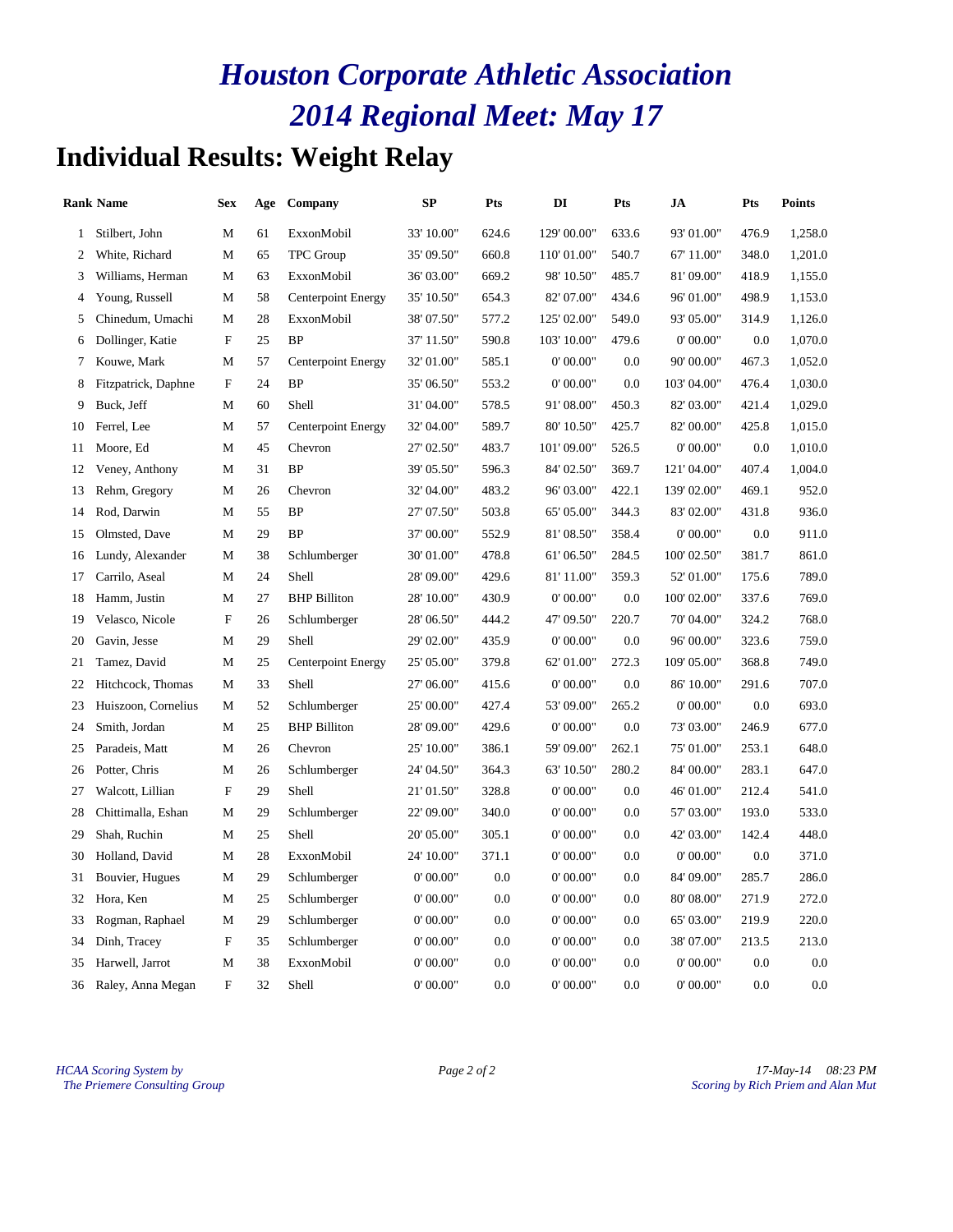# Houston Corporate Athletic Association

# 2014 Regional Meet: May 17

## Individual Results: Weight Relay

| Rank | Name | Sex | Age | Company | SP | Pts | DI | Pts | JA | Pts | Points |
|---|---|---|---|---|---|---|---|---|---|---|---|
| 1 | Stilbert, John | M | 61 | ExxonMobil | 33' 10.00" | 624.6 | 129' 00.00" | 633.6 | 93' 01.00" | 476.9 | 1,258.0 |
| 2 | White, Richard | M | 65 | TPC Group | 35' 09.50" | 660.8 | 110' 01.00" | 540.7 | 67' 11.00" | 348.0 | 1,201.0 |
| 3 | Williams, Herman | M | 63 | ExxonMobil | 36' 03.00" | 669.2 | 98' 10.50" | 485.7 | 81' 09.00" | 418.9 | 1,155.0 |
| 4 | Young, Russell | M | 58 | Centerpoint Energy | 35' 10.50" | 654.3 | 82' 07.00" | 434.6 | 96' 01.00" | 498.9 | 1,153.0 |
| 5 | Chinedum, Umachi | M | 28 | ExxonMobil | 38' 07.50" | 577.2 | 125' 02.00" | 549.0 | 93' 05.00" | 314.9 | 1,126.0 |
| 6 | Dollinger, Katie | F | 25 | BP | 37' 11.50" | 590.8 | 103' 10.00" | 479.6 | 0' 00.00" | 0.0 | 1,070.0 |
| 7 | Kouwe, Mark | M | 57 | Centerpoint Energy | 32' 01.00" | 585.1 | 0' 00.00" | 0.0 | 90' 00.00" | 467.3 | 1,052.0 |
| 8 | Fitzpatrick, Daphne | F | 24 | BP | 35' 06.50" | 553.2 | 0' 00.00" | 0.0 | 103' 04.00" | 476.4 | 1,030.0 |
| 9 | Buck, Jeff | M | 60 | Shell | 31' 04.00" | 578.5 | 91' 08.00" | 450.3 | 82' 03.00" | 421.4 | 1,029.0 |
| 10 | Ferrel, Lee | M | 57 | Centerpoint Energy | 32' 04.00" | 589.7 | 80' 10.50" | 425.7 | 82' 00.00" | 425.8 | 1,015.0 |
| 11 | Moore, Ed | M | 45 | Chevron | 27' 02.50" | 483.7 | 101' 09.00" | 526.5 | 0' 00.00" | 0.0 | 1,010.0 |
| 12 | Veney, Anthony | M | 31 | BP | 39' 05.50" | 596.3 | 84' 02.50" | 369.7 | 121' 04.00" | 407.4 | 1,004.0 |
| 13 | Rehm, Gregory | M | 26 | Chevron | 32' 04.00" | 483.2 | 96' 03.00" | 422.1 | 139' 02.00" | 469.1 | 952.0 |
| 14 | Rod, Darwin | M | 55 | BP | 27' 07.50" | 503.8 | 65' 05.00" | 344.3 | 83' 02.00" | 431.8 | 936.0 |
| 15 | Olmsted, Dave | M | 29 | BP | 37' 00.00" | 552.9 | 81' 08.50" | 358.4 | 0' 00.00" | 0.0 | 911.0 |
| 16 | Lundy, Alexander | M | 38 | Schlumberger | 30' 01.00" | 478.8 | 61' 06.50" | 284.5 | 100' 02.50" | 381.7 | 861.0 |
| 17 | Carrilo, Aseal | M | 24 | Shell | 28' 09.00" | 429.6 | 81' 11.00" | 359.3 | 52' 01.00" | 175.6 | 789.0 |
| 18 | Hamm, Justin | M | 27 | BHP Billiton | 28' 10.00" | 430.9 | 0' 00.00" | 0.0 | 100' 02.00" | 337.6 | 769.0 |
| 19 | Velasco, Nicole | F | 26 | Schlumberger | 28' 06.50" | 444.2 | 47' 09.50" | 220.7 | 70' 04.00" | 324.2 | 768.0 |
| 20 | Gavin, Jesse | M | 29 | Shell | 29' 02.00" | 435.9 | 0' 00.00" | 0.0 | 96' 00.00" | 323.6 | 759.0 |
| 21 | Tamez, David | M | 25 | Centerpoint Energy | 25' 05.00" | 379.8 | 62' 01.00" | 272.3 | 109' 05.00" | 368.8 | 749.0 |
| 22 | Hitchcock, Thomas | M | 33 | Shell | 27' 06.00" | 415.6 | 0' 00.00" | 0.0 | 86' 10.00" | 291.6 | 707.0 |
| 23 | Huiszoon, Cornelius | M | 52 | Schlumberger | 25' 00.00" | 427.4 | 53' 09.00" | 265.2 | 0' 00.00" | 0.0 | 693.0 |
| 24 | Smith, Jordan | M | 25 | BHP Billiton | 28' 09.00" | 429.6 | 0' 00.00" | 0.0 | 73' 03.00" | 246.9 | 677.0 |
| 25 | Paradeis, Matt | M | 26 | Chevron | 25' 10.00" | 386.1 | 59' 09.00" | 262.1 | 75' 01.00" | 253.1 | 648.0 |
| 26 | Potter, Chris | M | 26 | Schlumberger | 24' 04.50" | 364.3 | 63' 10.50" | 280.2 | 84' 00.00" | 283.1 | 647.0 |
| 27 | Walcott, Lillian | F | 29 | Shell | 21' 01.50" | 328.8 | 0' 00.00" | 0.0 | 46' 01.00" | 212.4 | 541.0 |
| 28 | Chittimalla, Eshan | M | 29 | Schlumberger | 22' 09.00" | 340.0 | 0' 00.00" | 0.0 | 57' 03.00" | 193.0 | 533.0 |
| 29 | Shah, Ruchin | M | 25 | Shell | 20' 05.00" | 305.1 | 0' 00.00" | 0.0 | 42' 03.00" | 142.4 | 448.0 |
| 30 | Holland, David | M | 28 | ExxonMobil | 24' 10.00" | 371.1 | 0' 00.00" | 0.0 | 0' 00.00" | 0.0 | 371.0 |
| 31 | Bouvier, Hugues | M | 29 | Schlumberger | 0' 00.00" | 0.0 | 0' 00.00" | 0.0 | 84' 09.00" | 285.7 | 286.0 |
| 32 | Hora, Ken | M | 25 | Schlumberger | 0' 00.00" | 0.0 | 0' 00.00" | 0.0 | 80' 08.00" | 271.9 | 272.0 |
| 33 | Rogman, Raphael | M | 29 | Schlumberger | 0' 00.00" | 0.0 | 0' 00.00" | 0.0 | 65' 03.00" | 219.9 | 220.0 |
| 34 | Dinh, Tracey | F | 35 | Schlumberger | 0' 00.00" | 0.0 | 0' 00.00" | 0.0 | 38' 07.00" | 213.5 | 213.0 |
| 35 | Harwell, Jarrot | M | 38 | ExxonMobil | 0' 00.00" | 0.0 | 0' 00.00" | 0.0 | 0' 00.00" | 0.0 | 0.0 |
| 36 | Raley, Anna Megan | F | 32 | Shell | 0' 00.00" | 0.0 | 0' 00.00" | 0.0 | 0' 00.00" | 0.0 | 0.0 |

*HCAA Scoring System by*
*The Priemere Consulting Group*

*17-May-14 08:23 PM*
*Scoring by Rich Priem and Alan Mut*